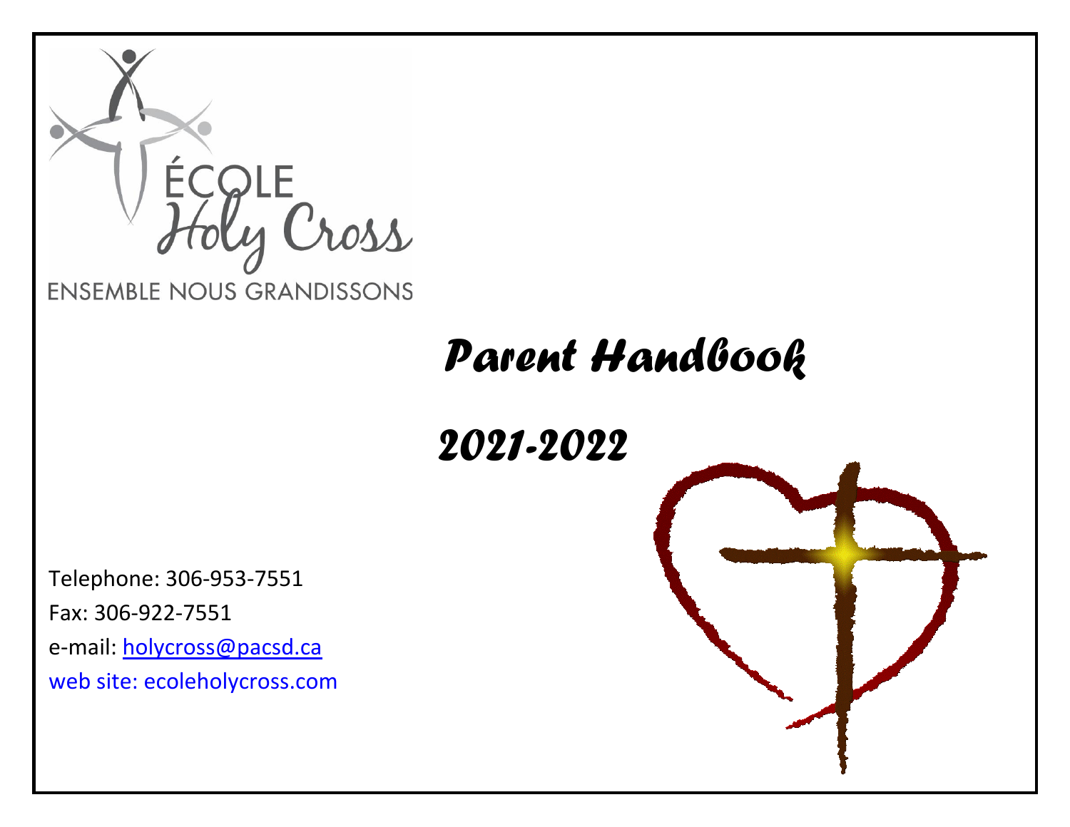ÉCOLE

Holy Cross

ENSEMBLE NOUS GRANDISSONS

# *Parent Handbook*

# *2021-2022*

Telephone: 306-953-7551

Fax: 306-922-7551

e-mail: holycross@pacsd.ca

web site: ecoleholycross.com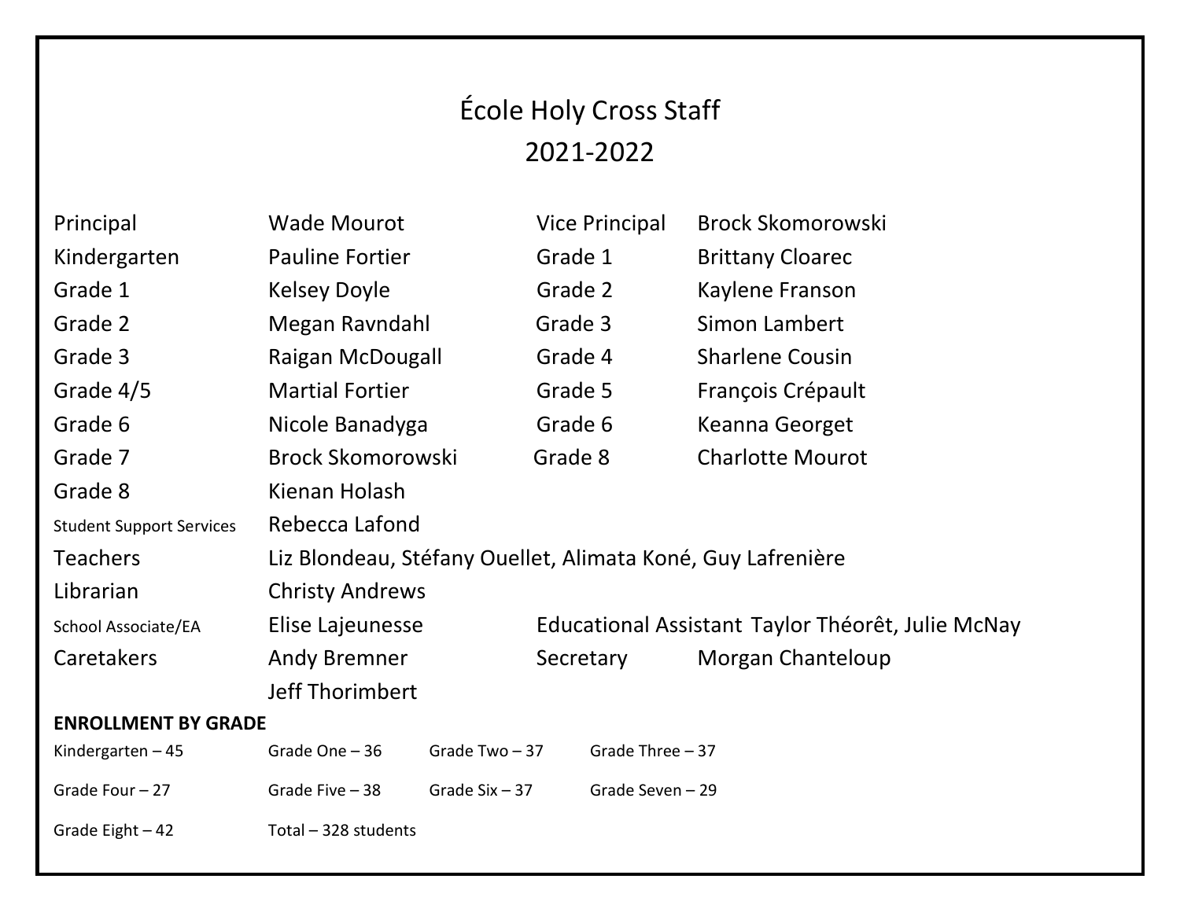# École Holy Cross Staff

## 2021-2022

| | | | |
|---|---|---|---|
| Principal | Wade Mourot | Vice Principal | Brock Skomorowski |
| Kindergarten | Pauline Fortier | Grade 1 | Brittany Cloarec |
| Grade 1 | Kelsey Doyle | Grade 2 | Kaylene Franson |
| Grade 2 | Megan Ravndahl | Grade 3 | Simon Lambert |
| Grade 3 | Raigan McDougall | Grade 4 | Sharlene Cousin |
| Grade 4/5 | Martial Fortier | Grade 5 | François Crépault |
| Grade 6 | Nicole Banadyga | Grade 6 | Keanna Georget |
| Grade 7 | Brock Skomorowski | Grade 8 | Charlotte Mourot |
| Grade 8 | Kienan Holash | | |
| Student Support Services | Rebecca Lafond | | |
| Teachers | Liz Blondeau, Stéfany Ouellet, Alimata Koné, Guy Lafrenière | | |
| Librarian | Christy Andrews | | |
| School Associate/EA | Elise Lajeunesse | Educational Assistant | Taylor Théorêt, Julie McNay |
| Caretakers | Andy Bremner | Secretary | Morgan Chanteloup |
| | Jeff Thorimbert | | |

**ENROLLMENT BY GRADE**

| | | | |
|---|---|---|---|
| Kindergarten – 45 | Grade One – 36 | Grade Two – 37 | Grade Three – 37 |
| Grade Four – 27 | Grade Five – 38 | Grade Six – 37 | Grade Seven – 29 |
| Grade Eight – 42 | Total – 328 students | | |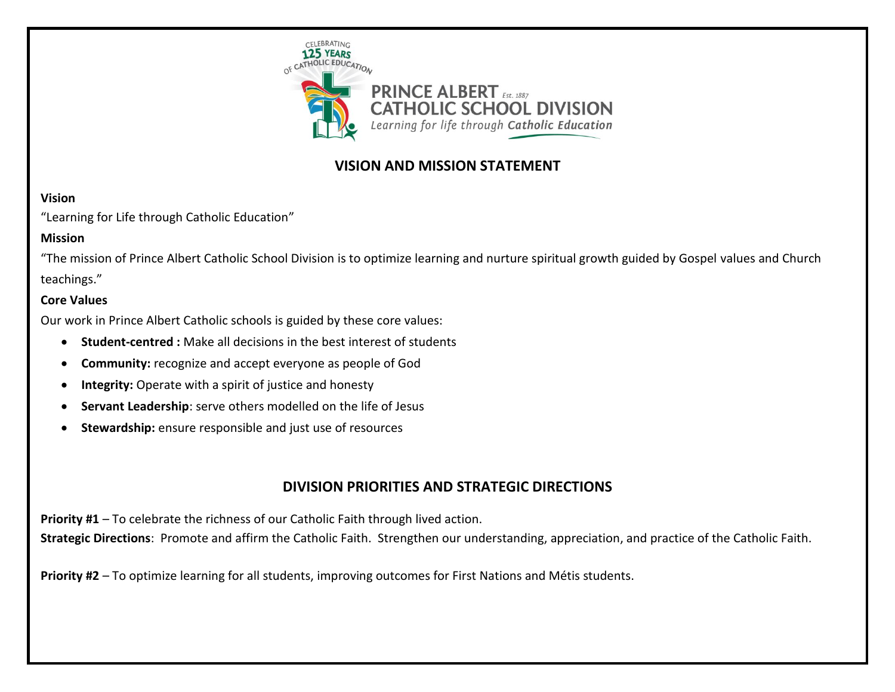## VISION AND MISSION STATEMENT

**Vision**

"Learning for Life through Catholic Education"

**Mission**

"The mission of Prince Albert Catholic School Division is to optimize learning and nurture spiritual growth guided by Gospel values and Church teachings."

**Core Values**

Our work in Prince Albert Catholic schools is guided by these core values:

- **Student-centred :** Make all decisions in the best interest of students
- **Community:** recognize and accept everyone as people of God
- **Integrity:** Operate with a spirit of justice and honesty
- **Servant Leadership**: serve others modelled on the life of Jesus
- **Stewardship:** ensure responsible and just use of resources

## DIVISION PRIORITIES AND STRATEGIC DIRECTIONS

**Priority #1** – To celebrate the richness of our Catholic Faith through lived action.

**Strategic Directions**: Promote and affirm the Catholic Faith. Strengthen our understanding, appreciation, and practice of the Catholic Faith.

**Priority #2** – To optimize learning for all students, improving outcomes for First Nations and Métis students.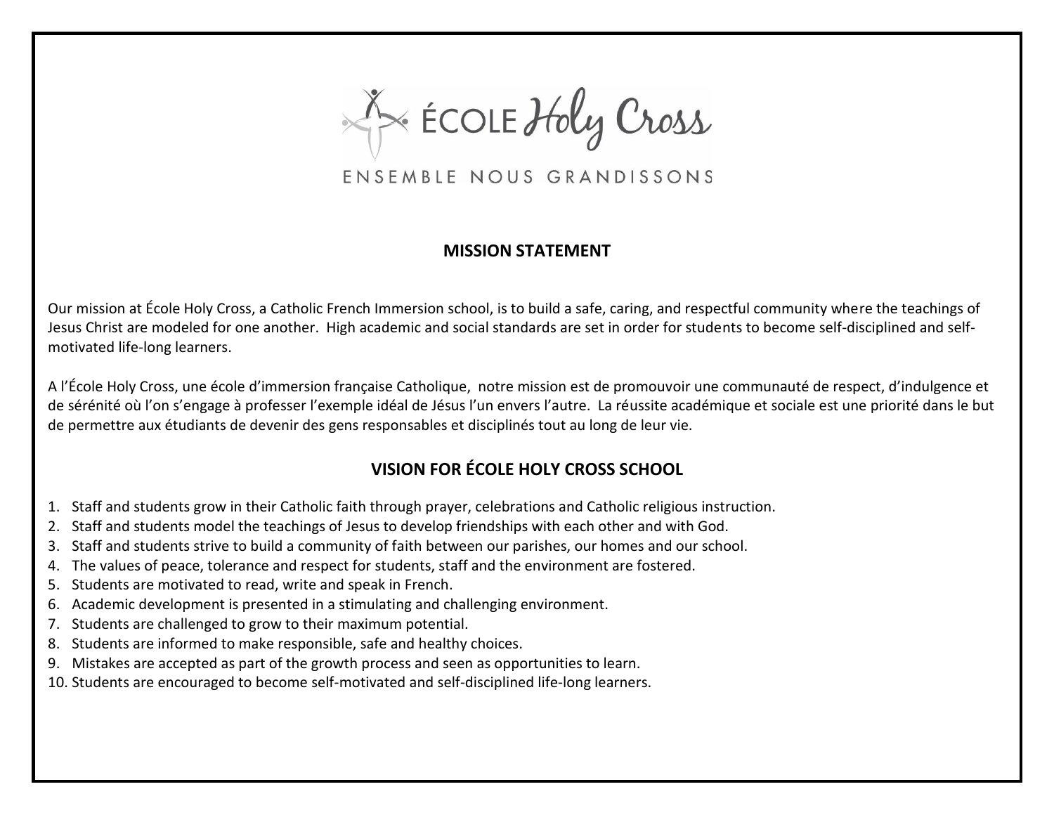ÉCOLE Holy Cross

ENSEMBLE NOUS GRANDISSONS

## MISSION STATEMENT

Our mission at École Holy Cross, a Catholic French Immersion school, is to build a safe, caring, and respectful community where the teachings of Jesus Christ are modeled for one another. High academic and social standards are set in order for students to become self-disciplined and self-motivated life-long learners.

A l'École Holy Cross, une école d'immersion française Catholique, notre mission est de promouvoir une communauté de respect, d'indulgence et de sérénité où l'on s'engage à professer l'exemple idéal de Jésus l'un envers l'autre. La réussite académique et sociale est une priorité dans le but de permettre aux étudiants de devenir des gens responsables et disciplinés tout au long de leur vie.

## VISION FOR ÉCOLE HOLY CROSS SCHOOL

1. Staff and students grow in their Catholic faith through prayer, celebrations and Catholic religious instruction.
2. Staff and students model the teachings of Jesus to develop friendships with each other and with God.
3. Staff and students strive to build a community of faith between our parishes, our homes and our school.
4. The values of peace, tolerance and respect for students, staff and the environment are fostered.
5. Students are motivated to read, write and speak in French.
6. Academic development is presented in a stimulating and challenging environment.
7. Students are challenged to grow to their maximum potential.
8. Students are informed to make responsible, safe and healthy choices.
9. Mistakes are accepted as part of the growth process and seen as opportunities to learn.
10. Students are encouraged to become self-motivated and self-disciplined life-long learners.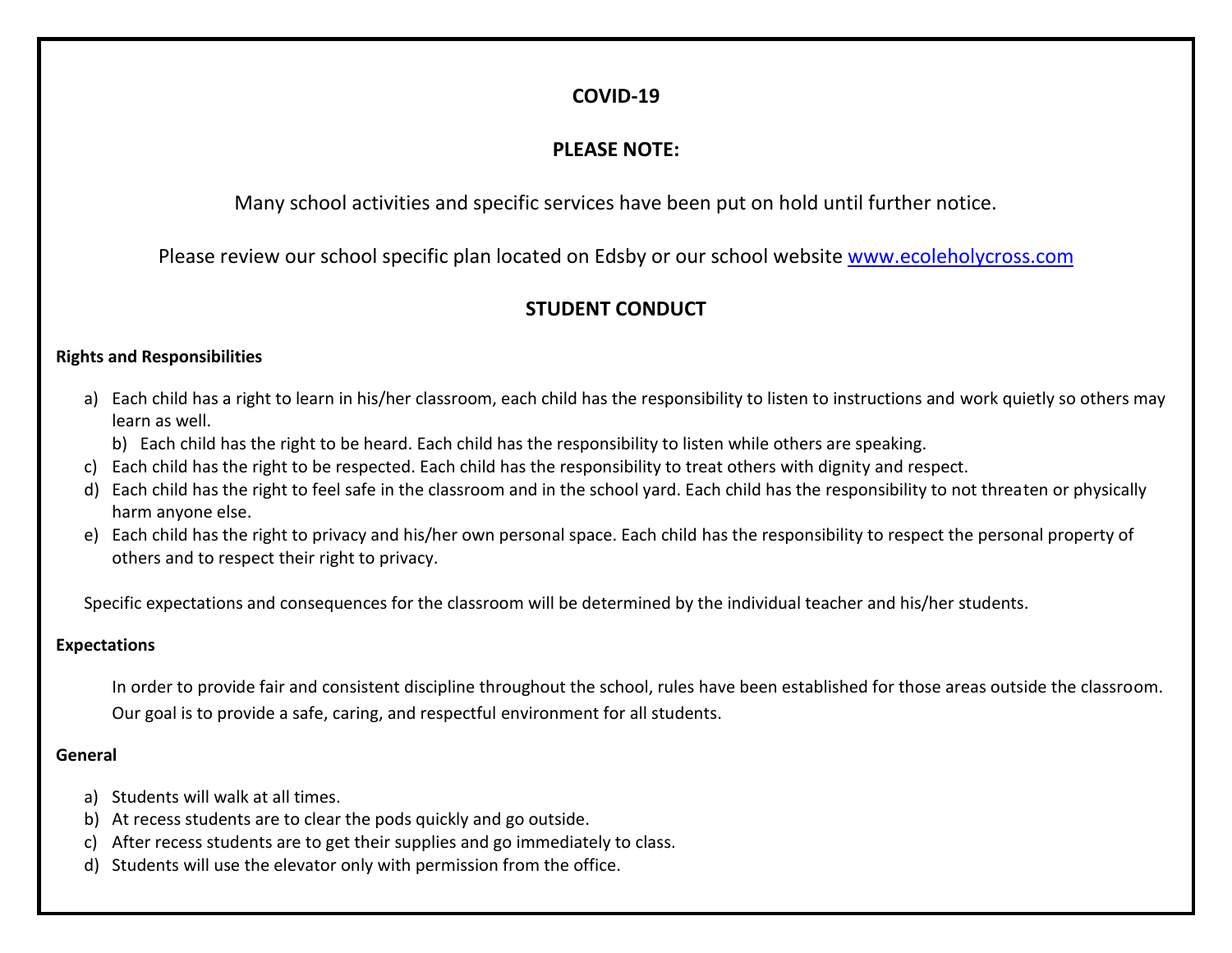## COVID-19

## PLEASE NOTE:

Many school activities and specific services have been put on hold until further notice.

Please review our school specific plan located on Edsby or our school website [www.ecoleholycross.com](http://www.ecoleholycross.com)

## STUDENT CONDUCT

**Rights and Responsibilities**

a) Each child has a right to learn in his/her classroom, each child has the responsibility to listen to instructions and work quietly so others may learn as well.
b) Each child has the right to be heard. Each child has the responsibility to listen while others are speaking.
c) Each child has the right to be respected. Each child has the responsibility to treat others with dignity and respect.
d) Each child has the right to feel safe in the classroom and in the school yard. Each child has the responsibility to not threaten or physically harm anyone else.
e) Each child has the right to privacy and his/her own personal space. Each child has the responsibility to respect the personal property of others and to respect their right to privacy.

Specific expectations and consequences for the classroom will be determined by the individual teacher and his/her students.

**Expectations**

In order to provide fair and consistent discipline throughout the school, rules have been established for those areas outside the classroom. Our goal is to provide a safe, caring, and respectful environment for all students.

**General**

a) Students will walk at all times.
b) At recess students are to clear the pods quickly and go outside.
c) After recess students are to get their supplies and go immediately to class.
d) Students will use the elevator only with permission from the office.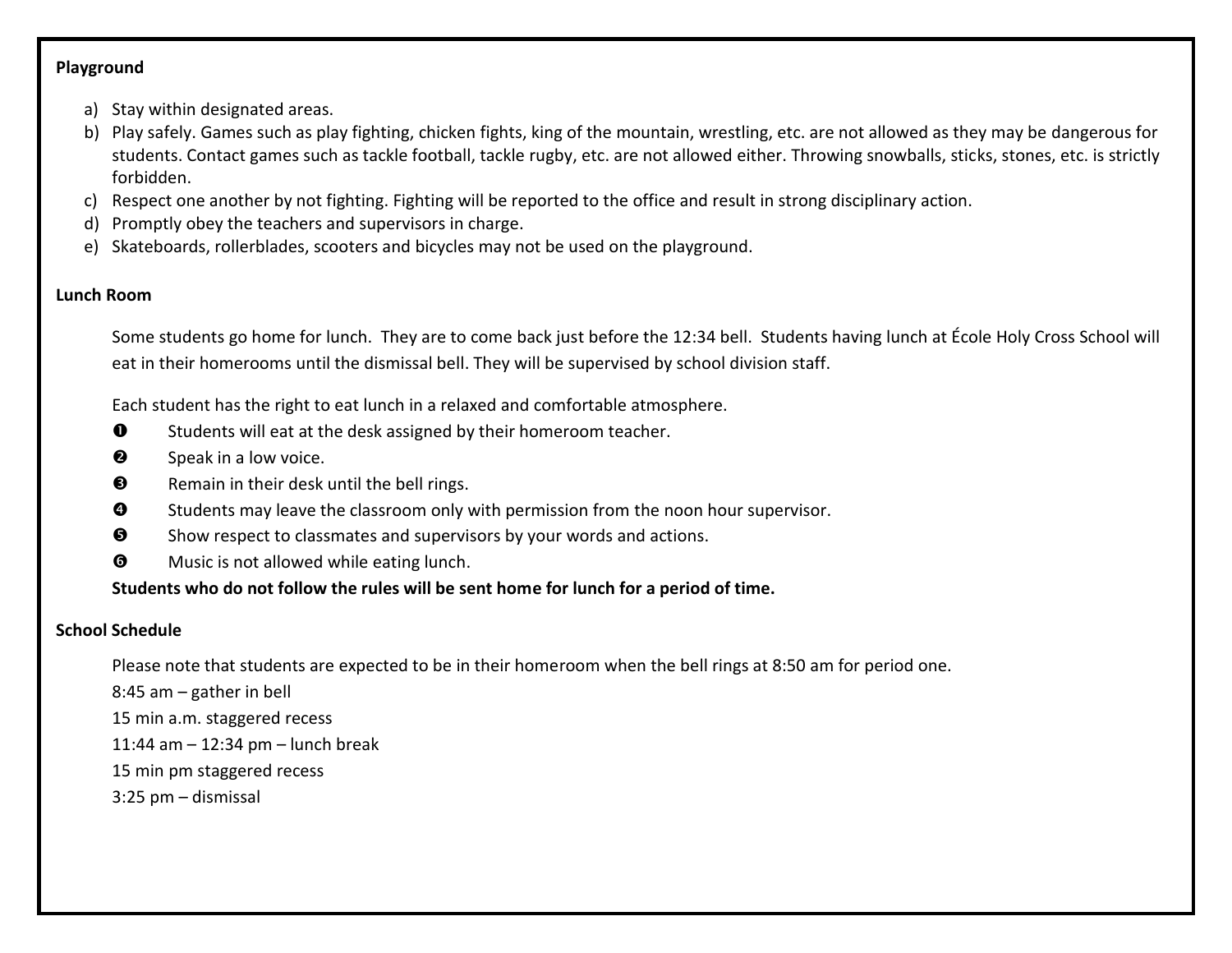**Playground**

a) Stay within designated areas.
b) Play safely. Games such as play fighting, chicken fights, king of the mountain, wrestling, etc. are not allowed as they may be dangerous for students. Contact games such as tackle football, tackle rugby, etc. are not allowed either. Throwing snowballs, sticks, stones, etc. is strictly forbidden.
c) Respect one another by not fighting. Fighting will be reported to the office and result in strong disciplinary action.
d) Promptly obey the teachers and supervisors in charge.
e) Skateboards, rollerblades, scooters and bicycles may not be used on the playground.

**Lunch Room**

Some students go home for lunch. They are to come back just before the 12:34 bell. Students having lunch at École Holy Cross School will eat in their homerooms until the dismissal bell. They will be supervised by school division staff.

Each student has the right to eat lunch in a relaxed and comfortable atmosphere.

❶ Students will eat at the desk assigned by their homeroom teacher.
❷ Speak in a low voice.
❸ Remain in their desk until the bell rings.
❹ Students may leave the classroom only with permission from the noon hour supervisor.
❺ Show respect to classmates and supervisors by your words and actions.
❻ Music is not allowed while eating lunch.

**Students who do not follow the rules will be sent home for lunch for a period of time.**

**School Schedule**

Please note that students are expected to be in their homeroom when the bell rings at 8:50 am for period one.
8:45 am – gather in bell
15 min a.m. staggered recess
11:44 am – 12:34 pm – lunch break
15 min pm staggered recess
3:25 pm – dismissal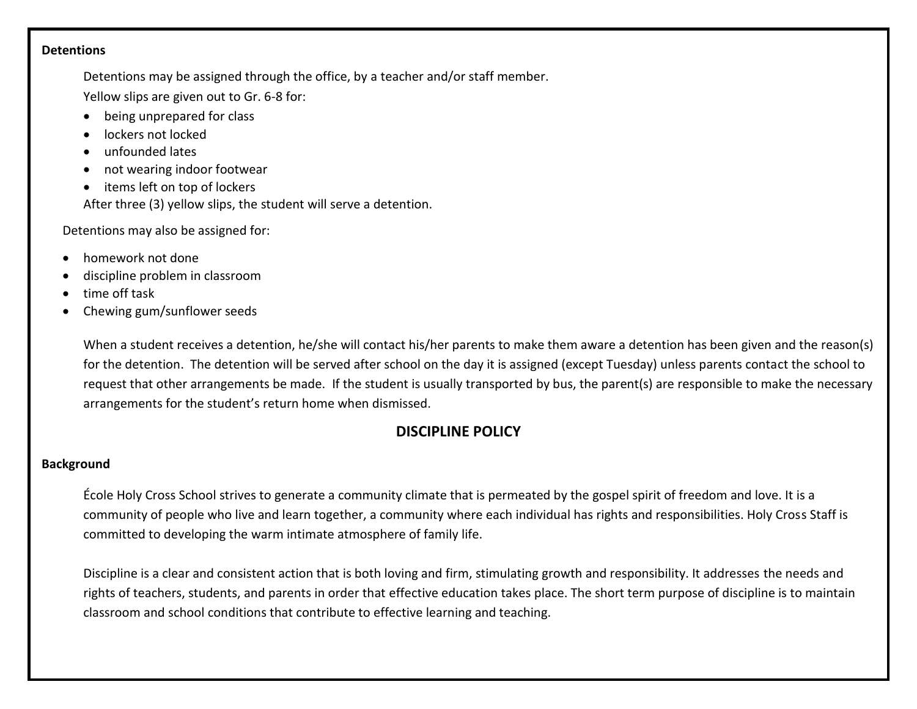**Detentions**

Detentions may be assigned through the office, by a teacher and/or staff member.

Yellow slips are given out to Gr. 6-8 for:

- being unprepared for class
- lockers not locked
- unfounded lates
- not wearing indoor footwear
- items left on top of lockers

After three (3) yellow slips, the student will serve a detention.

Detentions may also be assigned for:

- homework not done
- discipline problem in classroom
- time off task
- Chewing gum/sunflower seeds

When a student receives a detention, he/she will contact his/her parents to make them aware a detention has been given and the reason(s) for the detention. The detention will be served after school on the day it is assigned (except Tuesday) unless parents contact the school to request that other arrangements be made. If the student is usually transported by bus, the parent(s) are responsible to make the necessary arrangements for the student's return home when dismissed.

## DISCIPLINE POLICY

**Background**

École Holy Cross School strives to generate a community climate that is permeated by the gospel spirit of freedom and love. It is a community of people who live and learn together, a community where each individual has rights and responsibilities. Holy Cross Staff is committed to developing the warm intimate atmosphere of family life.

Discipline is a clear and consistent action that is both loving and firm, stimulating growth and responsibility. It addresses the needs and rights of teachers, students, and parents in order that effective education takes place. The short term purpose of discipline is to maintain classroom and school conditions that contribute to effective learning and teaching.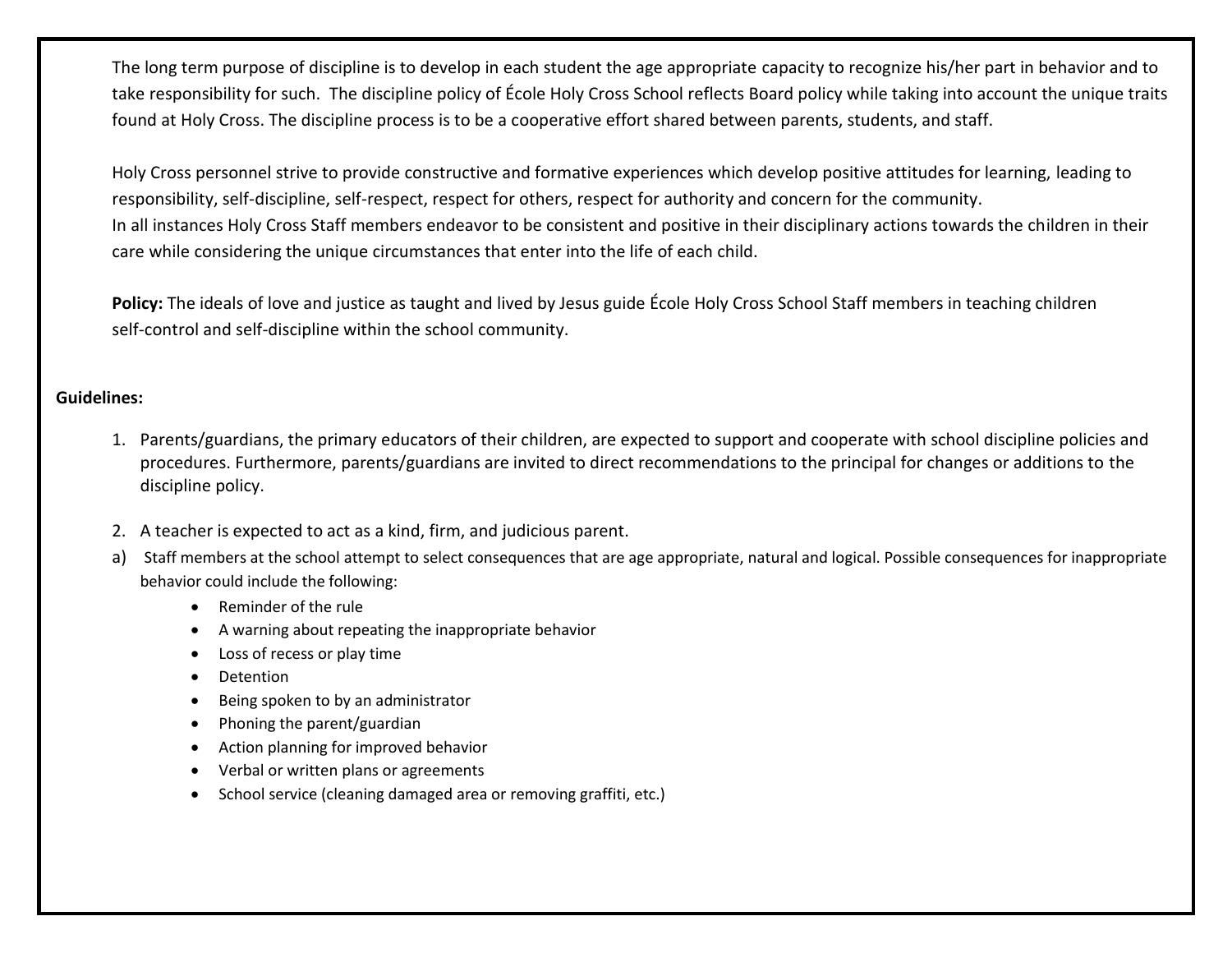The long term purpose of discipline is to develop in each student the age appropriate capacity to recognize his/her part in behavior and to take responsibility for such. The discipline policy of École Holy Cross School reflects Board policy while taking into account the unique traits found at Holy Cross. The discipline process is to be a cooperative effort shared between parents, students, and staff.

Holy Cross personnel strive to provide constructive and formative experiences which develop positive attitudes for learning, leading to responsibility, self-discipline, self-respect, respect for others, respect for authority and concern for the community.
In all instances Holy Cross Staff members endeavor to be consistent and positive in their disciplinary actions towards the children in their care while considering the unique circumstances that enter into the life of each child.

**Policy:** The ideals of love and justice as taught and lived by Jesus guide École Holy Cross School Staff members in teaching children self-control and self-discipline within the school community.

**Guidelines:**

1. Parents/guardians, the primary educators of their children, are expected to support and cooperate with school discipline policies and procedures. Furthermore, parents/guardians are invited to direct recommendations to the principal for changes or additions to the discipline policy.

2. A teacher is expected to act as a kind, firm, and judicious parent.

a) Staff members at the school attempt to select consequences that are age appropriate, natural and logical. Possible consequences for inappropriate behavior could include the following:

- Reminder of the rule
- A warning about repeating the inappropriate behavior
- Loss of recess or play time
- Detention
- Being spoken to by an administrator
- Phoning the parent/guardian
- Action planning for improved behavior
- Verbal or written plans or agreements
- School service (cleaning damaged area or removing graffiti, etc.)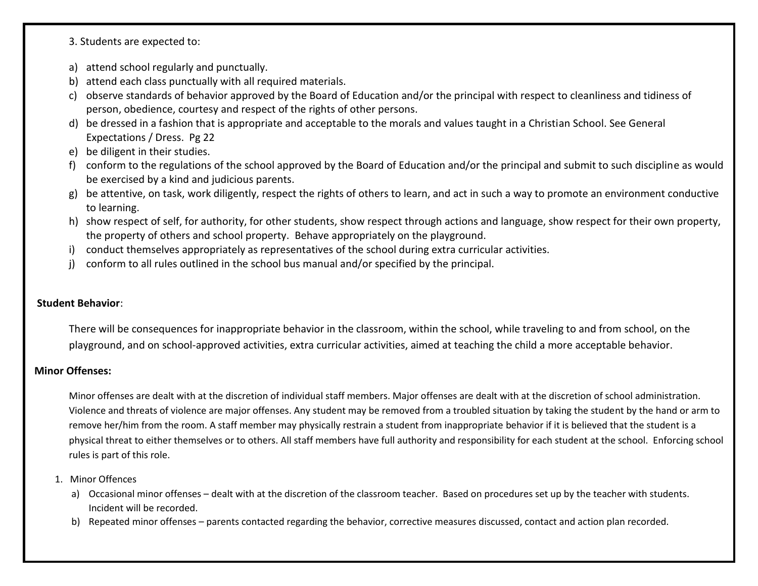3. Students are expected to:

a) attend school regularly and punctually.
b) attend each class punctually with all required materials.
c) observe standards of behavior approved by the Board of Education and/or the principal with respect to cleanliness and tidiness of person, obedience, courtesy and respect of the rights of other persons.
d) be dressed in a fashion that is appropriate and acceptable to the morals and values taught in a Christian School. See General Expectations / Dress. Pg 22
e) be diligent in their studies.
f) conform to the regulations of the school approved by the Board of Education and/or the principal and submit to such discipline as would be exercised by a kind and judicious parents.
g) be attentive, on task, work diligently, respect the rights of others to learn, and act in such a way to promote an environment conductive to learning.
h) show respect of self, for authority, for other students, show respect through actions and language, show respect for their own property, the property of others and school property. Behave appropriately on the playground.
i) conduct themselves appropriately as representatives of the school during extra curricular activities.
j) conform to all rules outlined in the school bus manual and/or specified by the principal.

**Student Behavior**:

There will be consequences for inappropriate behavior in the classroom, within the school, while traveling to and from school, on the playground, and on school-approved activities, extra curricular activities, aimed at teaching the child a more acceptable behavior.

**Minor Offenses:**

Minor offenses are dealt with at the discretion of individual staff members. Major offenses are dealt with at the discretion of school administration. Violence and threats of violence are major offenses. Any student may be removed from a troubled situation by taking the student by the hand or arm to remove her/him from the room. A staff member may physically restrain a student from inappropriate behavior if it is believed that the student is a physical threat to either themselves or to others. All staff members have full authority and responsibility for each student at the school. Enforcing school rules is part of this role.

1. Minor Offences
   a) Occasional minor offenses – dealt with at the discretion of the classroom teacher. Based on procedures set up by the teacher with students. Incident will be recorded.
   b) Repeated minor offenses – parents contacted regarding the behavior, corrective measures discussed, contact and action plan recorded.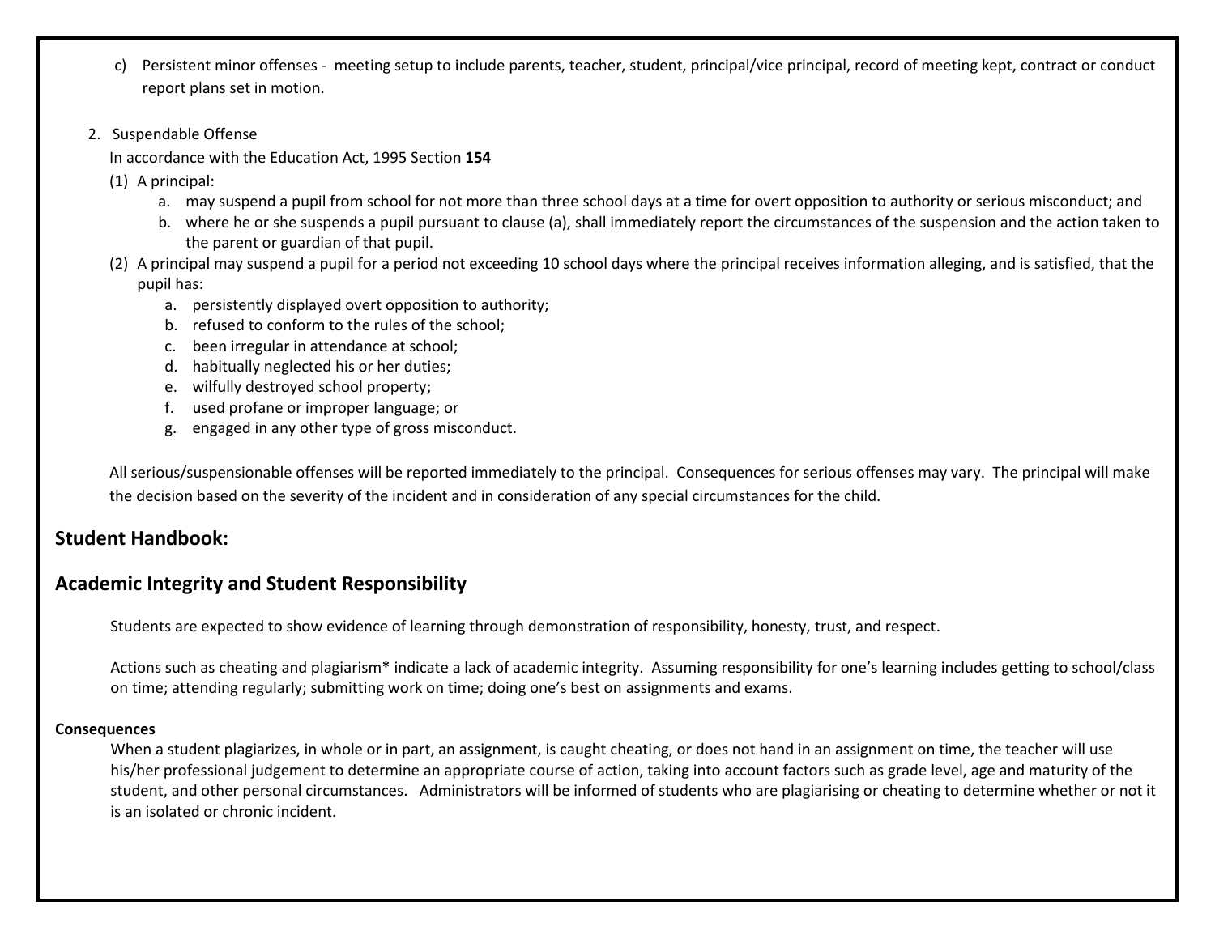c) Persistent minor offenses - meeting setup to include parents, teacher, student, principal/vice principal, record of meeting kept, contract or conduct report plans set in motion.

2. Suspendable Offense

   In accordance with the Education Act, 1995 Section **154**

   (1) A principal:

   a. may suspend a pupil from school for not more than three school days at a time for overt opposition to authority or serious misconduct; and
   b. where he or she suspends a pupil pursuant to clause (a), shall immediately report the circumstances of the suspension and the action taken to the parent or guardian of that pupil.

   (2) A principal may suspend a pupil for a period not exceeding 10 school days where the principal receives information alleging, and is satisfied, that the pupil has:

   a. persistently displayed overt opposition to authority;
   b. refused to conform to the rules of the school;
   c. been irregular in attendance at school;
   d. habitually neglected his or her duties;
   e. wilfully destroyed school property;
   f. used profane or improper language; or
   g. engaged in any other type of gross misconduct.

   All serious/suspensionable offenses will be reported immediately to the principal. Consequences for serious offenses may vary. The principal will make the decision based on the severity of the incident and in consideration of any special circumstances for the child.

## Student Handbook:

## Academic Integrity and Student Responsibility

Students are expected to show evidence of learning through demonstration of responsibility, honesty, trust, and respect.

Actions such as cheating and plagiarism* indicate a lack of academic integrity. Assuming responsibility for one's learning includes getting to school/class on time; attending regularly; submitting work on time; doing one's best on assignments and exams.

**Consequences**

When a student plagiarizes, in whole or in part, an assignment, is caught cheating, or does not hand in an assignment on time, the teacher will use his/her professional judgement to determine an appropriate course of action, taking into account factors such as grade level, age and maturity of the student, and other personal circumstances. Administrators will be informed of students who are plagiarising or cheating to determine whether or not it is an isolated or chronic incident.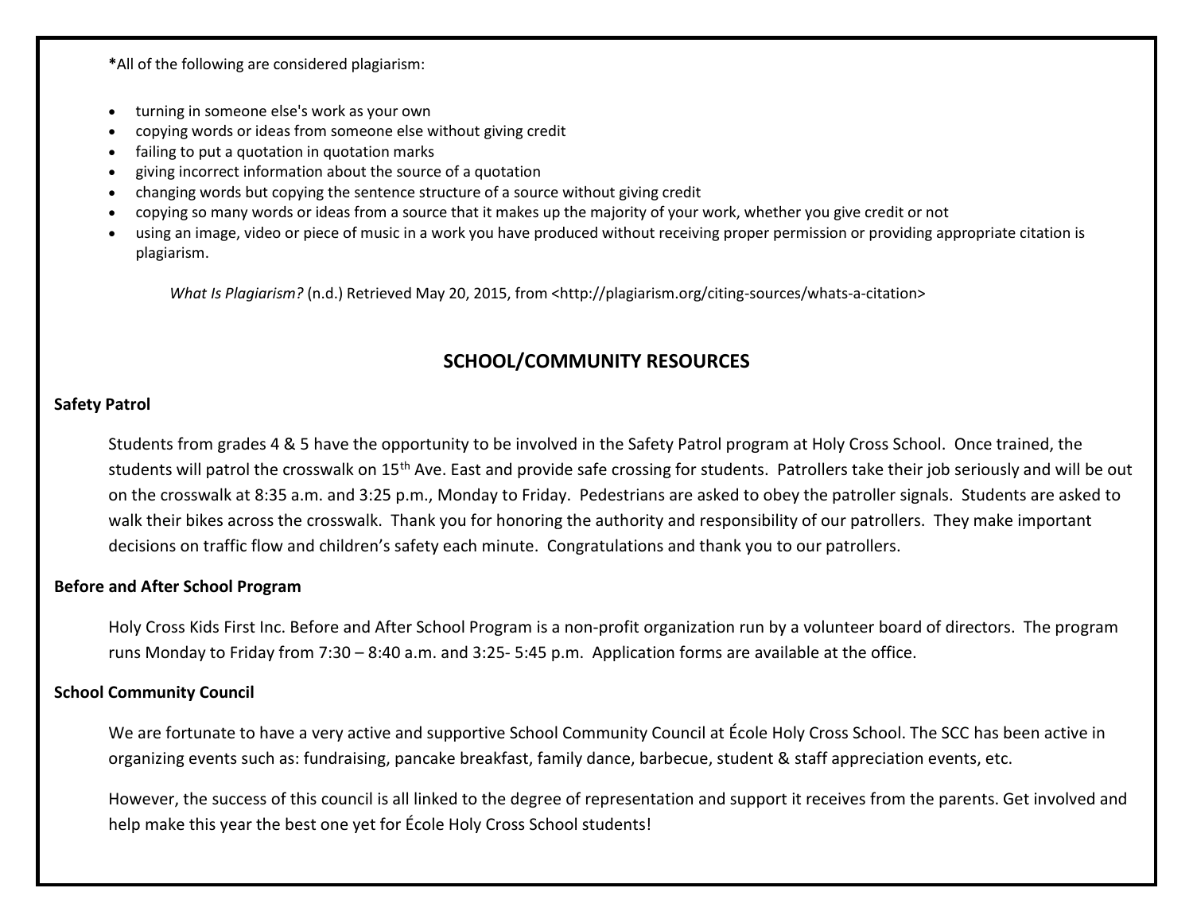*All of the following are considered plagiarism:

- turning in someone else's work as your own
- copying words or ideas from someone else without giving credit
- failing to put a quotation in quotation marks
- giving incorrect information about the source of a quotation
- changing words but copying the sentence structure of a source without giving credit
- copying so many words or ideas from a source that it makes up the majority of your work, whether you give credit or not
- using an image, video or piece of music in a work you have produced without receiving proper permission or providing appropriate citation is plagiarism.

*What Is Plagiarism?* (n.d.) Retrieved May 20, 2015, from <http://plagiarism.org/citing-sources/whats-a-citation>

## SCHOOL/COMMUNITY RESOURCES

**Safety Patrol**

Students from grades 4 & 5 have the opportunity to be involved in the Safety Patrol program at Holy Cross School. Once trained, the students will patrol the crosswalk on 15th Ave. East and provide safe crossing for students. Patrollers take their job seriously and will be out on the crosswalk at 8:35 a.m. and 3:25 p.m., Monday to Friday. Pedestrians are asked to obey the patroller signals. Students are asked to walk their bikes across the crosswalk. Thank you for honoring the authority and responsibility of our patrollers. They make important decisions on traffic flow and children's safety each minute. Congratulations and thank you to our patrollers.

**Before and After School Program**

Holy Cross Kids First Inc. Before and After School Program is a non-profit organization run by a volunteer board of directors. The program runs Monday to Friday from 7:30 – 8:40 a.m. and 3:25- 5:45 p.m. Application forms are available at the office.

**School Community Council**

We are fortunate to have a very active and supportive School Community Council at École Holy Cross School. The SCC has been active in organizing events such as: fundraising, pancake breakfast, family dance, barbecue, student & staff appreciation events, etc.

However, the success of this council is all linked to the degree of representation and support it receives from the parents. Get involved and help make this year the best one yet for École Holy Cross School students!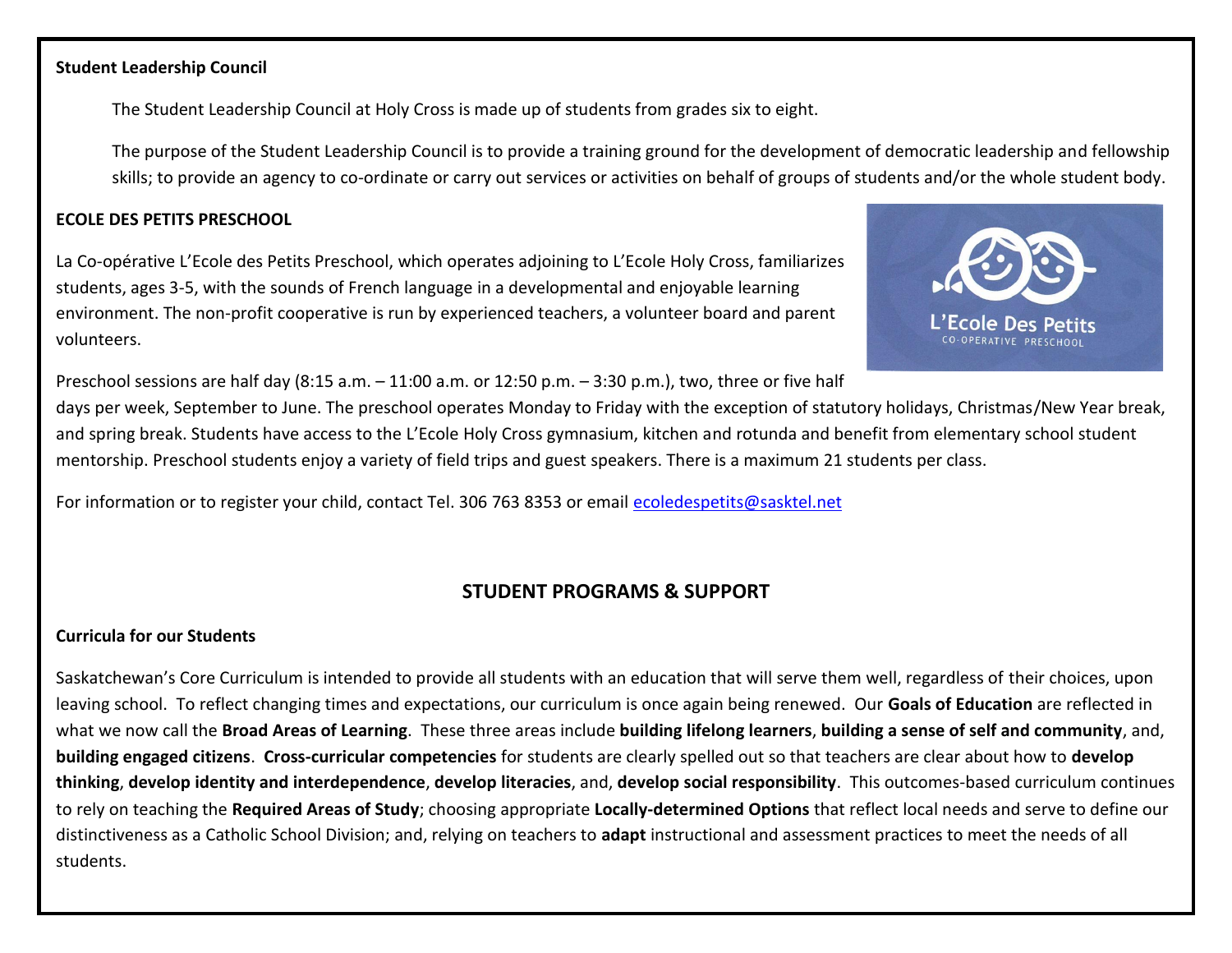**Student Leadership Council**

The Student Leadership Council at Holy Cross is made up of students from grades six to eight.

The purpose of the Student Leadership Council is to provide a training ground for the development of democratic leadership and fellowship skills; to provide an agency to co-ordinate or carry out services or activities on behalf of groups of students and/or the whole student body.

**ECOLE DES PETITS PRESCHOOL**

La Co-opérative L'Ecole des Petits Preschool, which operates adjoining to L'Ecole Holy Cross, familiarizes students, ages 3-5, with the sounds of French language in a developmental and enjoyable learning environment. The non-profit cooperative is run by experienced teachers, a volunteer board and parent volunteers.

Preschool sessions are half day (8:15 a.m. – 11:00 a.m. or 12:50 p.m. – 3:30 p.m.), two, three or five half days per week, September to June. The preschool operates Monday to Friday with the exception of statutory holidays, Christmas/New Year break, and spring break. Students have access to the L'Ecole Holy Cross gymnasium, kitchen and rotunda and benefit from elementary school student mentorship. Preschool students enjoy a variety of field trips and guest speakers. There is a maximum 21 students per class.

For information or to register your child, contact Tel. 306 763 8353 or email ecoledespetits@sasktel.net

## STUDENT PROGRAMS & SUPPORT

**Curricula for our Students**

Saskatchewan's Core Curriculum is intended to provide all students with an education that will serve them well, regardless of their choices, upon leaving school. To reflect changing times and expectations, our curriculum is once again being renewed. Our **Goals of Education** are reflected in what we now call the **Broad Areas of Learning**. These three areas include **building lifelong learners**, **building a sense of self and community**, and, **building engaged citizens**. **Cross-curricular competencies** for students are clearly spelled out so that teachers are clear about how to **develop thinking**, **develop identity and interdependence**, **develop literacies**, and, **develop social responsibility**. This outcomes-based curriculum continues to rely on teaching the **Required Areas of Study**; choosing appropriate **Locally-determined Options** that reflect local needs and serve to define our distinctiveness as a Catholic School Division; and, relying on teachers to **adapt** instructional and assessment practices to meet the needs of all students.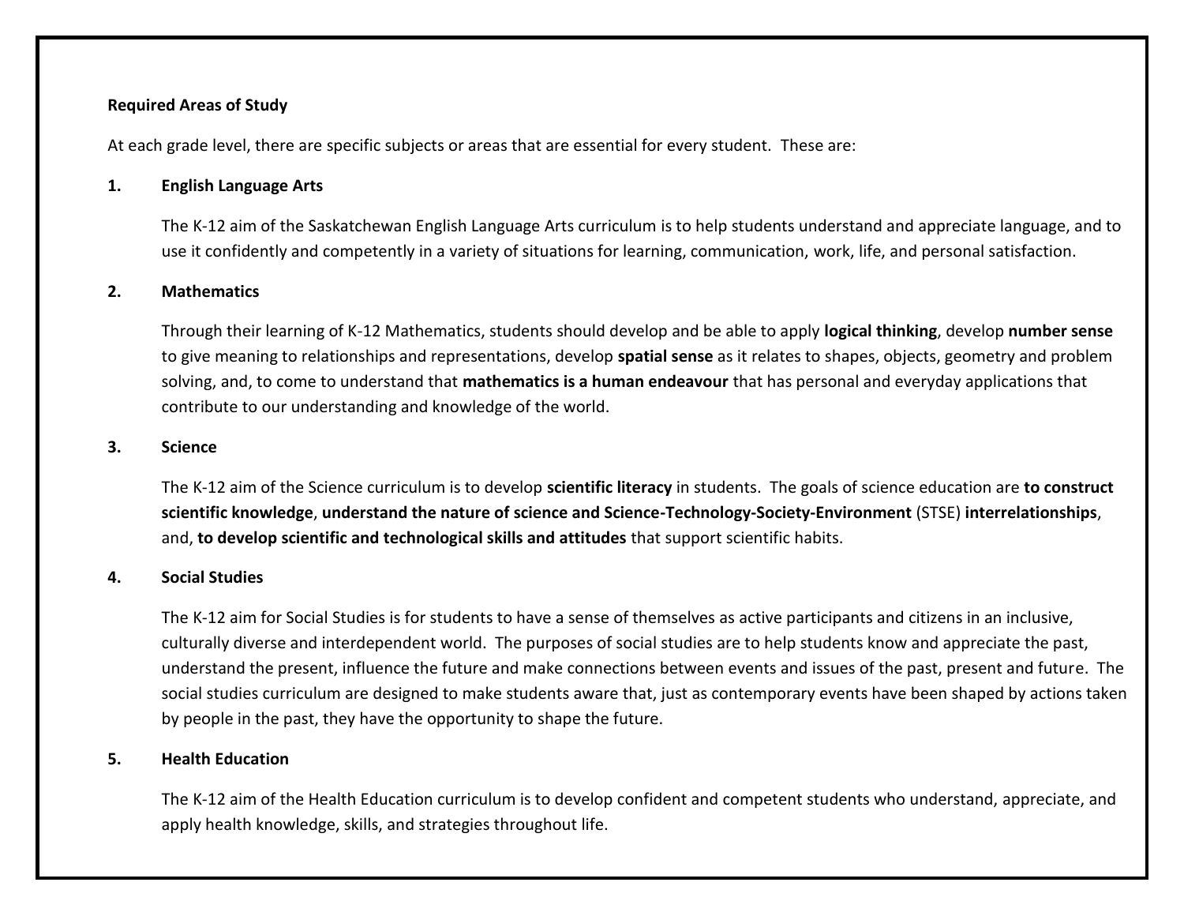**Required Areas of Study**

At each grade level, there are specific subjects or areas that are essential for every student. These are:

1. **English Language Arts**

   The K-12 aim of the Saskatchewan English Language Arts curriculum is to help students understand and appreciate language, and to use it confidently and competently in a variety of situations for learning, communication, work, life, and personal satisfaction.

2. **Mathematics**

   Through their learning of K-12 Mathematics, students should develop and be able to apply **logical thinking**, develop **number sense** to give meaning to relationships and representations, develop **spatial sense** as it relates to shapes, objects, geometry and problem solving, and, to come to understand that **mathematics is a human endeavour** that has personal and everyday applications that contribute to our understanding and knowledge of the world.

3. **Science**

   The K-12 aim of the Science curriculum is to develop **scientific literacy** in students. The goals of science education are **to construct scientific knowledge**, **understand the nature of science and Science-Technology-Society-Environment** (STSE) **interrelationships**, and, **to develop scientific and technological skills and attitudes** that support scientific habits.

4. **Social Studies**

   The K-12 aim for Social Studies is for students to have a sense of themselves as active participants and citizens in an inclusive, culturally diverse and interdependent world. The purposes of social studies are to help students know and appreciate the past, understand the present, influence the future and make connections between events and issues of the past, present and future. The social studies curriculum are designed to make students aware that, just as contemporary events have been shaped by actions taken by people in the past, they have the opportunity to shape the future.

5. **Health Education**

   The K-12 aim of the Health Education curriculum is to develop confident and competent students who understand, appreciate, and apply health knowledge, skills, and strategies throughout life.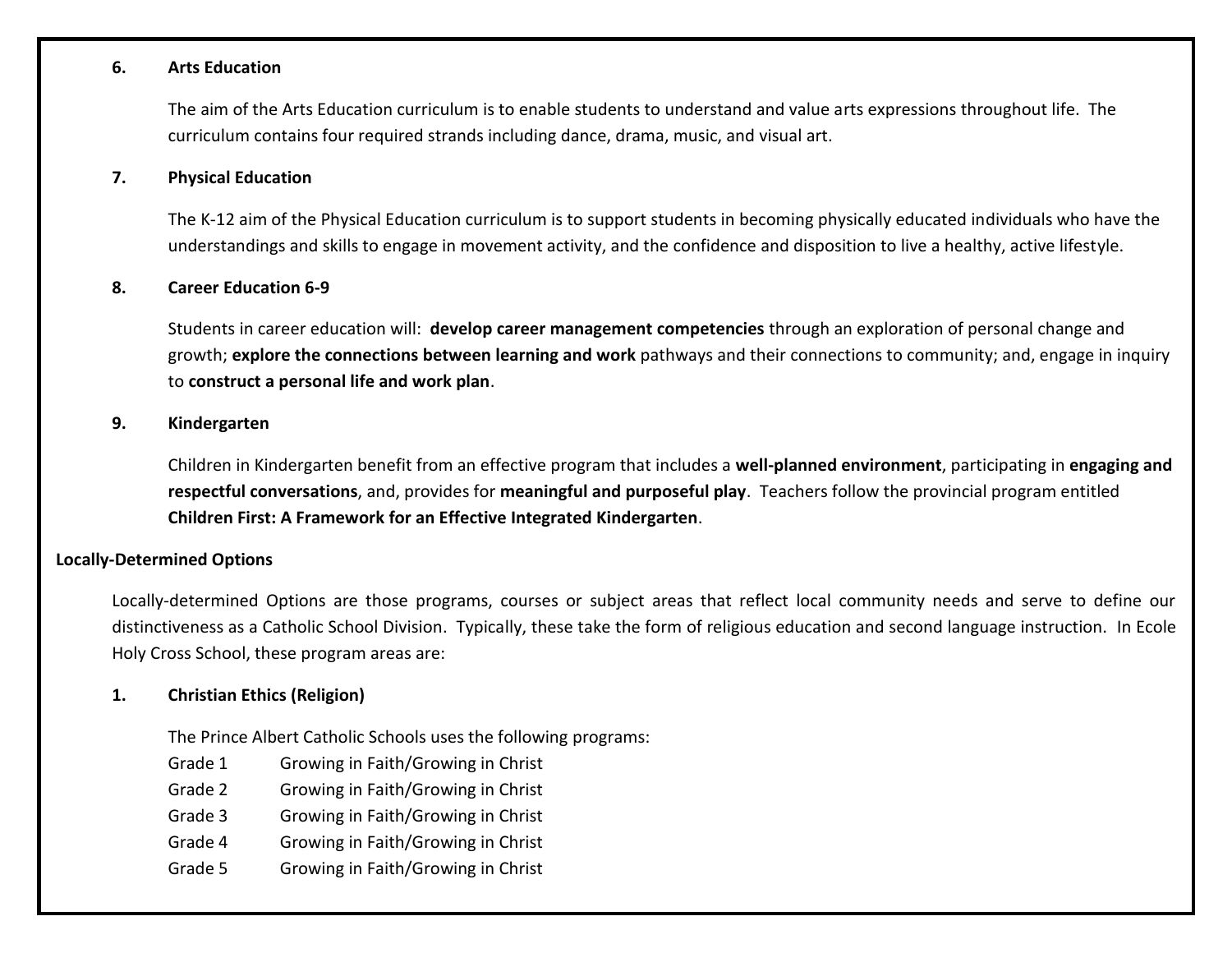**6. Arts Education**

The aim of the Arts Education curriculum is to enable students to understand and value arts expressions throughout life. The curriculum contains four required strands including dance, drama, music, and visual art.

**7. Physical Education**

The K-12 aim of the Physical Education curriculum is to support students in becoming physically educated individuals who have the understandings and skills to engage in movement activity, and the confidence and disposition to live a healthy, active lifestyle.

**8. Career Education 6-9**

Students in career education will: **develop career management competencies** through an exploration of personal change and growth; **explore the connections between learning and work** pathways and their connections to community; and, engage in inquiry to **construct a personal life and work plan**.

**9. Kindergarten**

Children in Kindergarten benefit from an effective program that includes a **well-planned environment**, participating in **engaging and respectful conversations**, and, provides for **meaningful and purposeful play**. Teachers follow the provincial program entitled **Children First: A Framework for an Effective Integrated Kindergarten**.

**Locally-Determined Options**

Locally-determined Options are those programs, courses or subject areas that reflect local community needs and serve to define our distinctiveness as a Catholic School Division. Typically, these take the form of religious education and second language instruction. In Ecole Holy Cross School, these program areas are:

**1. Christian Ethics (Religion)**

The Prince Albert Catholic Schools uses the following programs:

Grade 1 Growing in Faith/Growing in Christ
Grade 2 Growing in Faith/Growing in Christ
Grade 3 Growing in Faith/Growing in Christ
Grade 4 Growing in Faith/Growing in Christ
Grade 5 Growing in Faith/Growing in Christ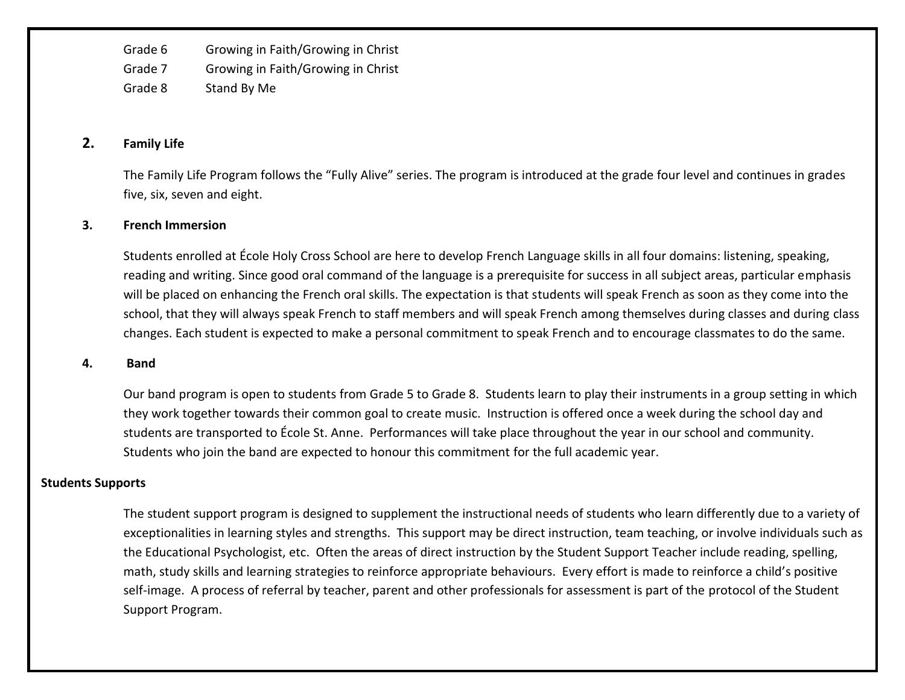| | |
|---|---|
| Grade 6 | Growing in Faith/Growing in Christ |
| Grade 7 | Growing in Faith/Growing in Christ |
| Grade 8 | Stand By Me |

### 2. Family Life

The Family Life Program follows the "Fully Alive" series. The program is introduced at the grade four level and continues in grades five, six, seven and eight.

### 3. French Immersion

Students enrolled at École Holy Cross School are here to develop French Language skills in all four domains: listening, speaking, reading and writing. Since good oral command of the language is a prerequisite for success in all subject areas, particular emphasis will be placed on enhancing the French oral skills. The expectation is that students will speak French as soon as they come into the school, that they will always speak French to staff members and will speak French among themselves during classes and during class changes. Each student is expected to make a personal commitment to speak French and to encourage classmates to do the same.

### 4. Band

Our band program is open to students from Grade 5 to Grade 8. Students learn to play their instruments in a group setting in which they work together towards their common goal to create music. Instruction is offered once a week during the school day and students are transported to École St. Anne. Performances will take place throughout the year in our school and community. Students who join the band are expected to honour this commitment for the full academic year.

## Students Supports

The student support program is designed to supplement the instructional needs of students who learn differently due to a variety of exceptionalities in learning styles and strengths. This support may be direct instruction, team teaching, or involve individuals such as the Educational Psychologist, etc. Often the areas of direct instruction by the Student Support Teacher include reading, spelling, math, study skills and learning strategies to reinforce appropriate behaviours. Every effort is made to reinforce a child's positive self-image. A process of referral by teacher, parent and other professionals for assessment is part of the protocol of the Student Support Program.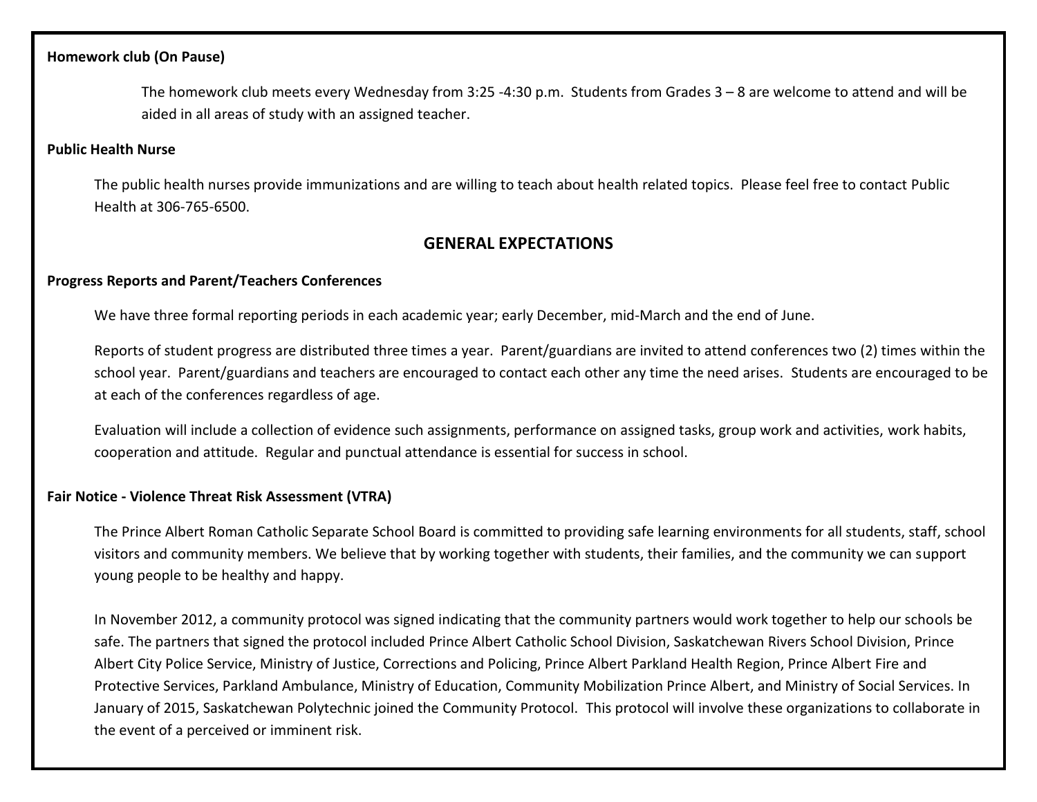**Homework club (On Pause)**

The homework club meets every Wednesday from 3:25 -4:30 p.m.  Students from Grades 3 – 8 are welcome to attend and will be aided in all areas of study with an assigned teacher.

**Public Health Nurse**

The public health nurses provide immunizations and are willing to teach about health related topics.  Please feel free to contact Public Health at 306-765-6500.

## GENERAL EXPECTATIONS

**Progress Reports and Parent/Teachers Conferences**

We have three formal reporting periods in each academic year; early December, mid-March and the end of June.

Reports of student progress are distributed three times a year.  Parent/guardians are invited to attend conferences two (2) times within the school year.  Parent/guardians and teachers are encouraged to contact each other any time the need arises.  Students are encouraged to be at each of the conferences regardless of age.

Evaluation will include a collection of evidence such assignments, performance on assigned tasks, group work and activities, work habits, cooperation and attitude.  Regular and punctual attendance is essential for success in school.

**Fair Notice - Violence Threat Risk Assessment (VTRA)**

The Prince Albert Roman Catholic Separate School Board is committed to providing safe learning environments for all students, staff, school visitors and community members. We believe that by working together with students, their families, and the community we can support young people to be healthy and happy.

In November 2012, a community protocol was signed indicating that the community partners would work together to help our schools be safe. The partners that signed the protocol included Prince Albert Catholic School Division, Saskatchewan Rivers School Division, Prince Albert City Police Service, Ministry of Justice, Corrections and Policing, Prince Albert Parkland Health Region, Prince Albert Fire and Protective Services, Parkland Ambulance, Ministry of Education, Community Mobilization Prince Albert, and Ministry of Social Services. In January of 2015, Saskatchewan Polytechnic joined the Community Protocol.  This protocol will involve these organizations to collaborate in the event of a perceived or imminent risk.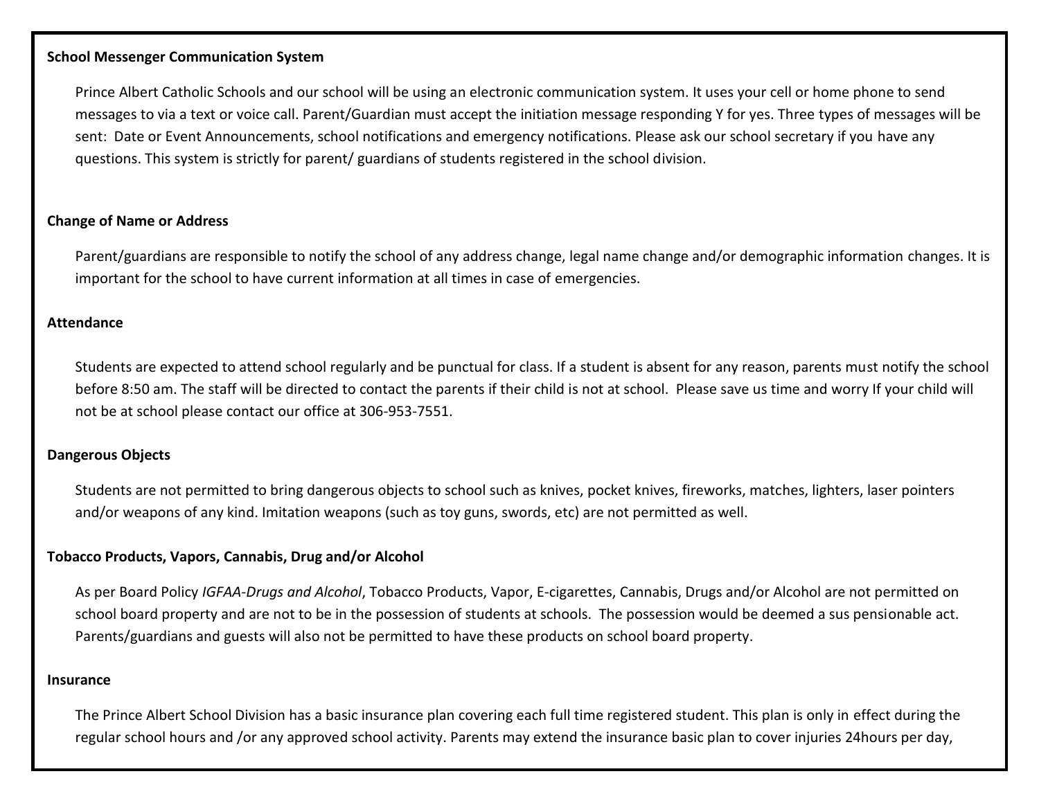**School Messenger Communication System**

Prince Albert Catholic Schools and our school will be using an electronic communication system. It uses your cell or home phone to send messages to via a text or voice call. Parent/Guardian must accept the initiation message responding Y for yes. Three types of messages will be sent: Date or Event Announcements, school notifications and emergency notifications. Please ask our school secretary if you have any questions. This system is strictly for parent/ guardians of students registered in the school division.

**Change of Name or Address**

Parent/guardians are responsible to notify the school of any address change, legal name change and/or demographic information changes. It is important for the school to have current information at all times in case of emergencies.

**Attendance**

Students are expected to attend school regularly and be punctual for class. If a student is absent for any reason, parents must notify the school before 8:50 am. The staff will be directed to contact the parents if their child is not at school. Please save us time and worry If your child will not be at school please contact our office at 306-953-7551.

**Dangerous Objects**

Students are not permitted to bring dangerous objects to school such as knives, pocket knives, fireworks, matches, lighters, laser pointers and/or weapons of any kind. Imitation weapons (such as toy guns, swords, etc) are not permitted as well.

**Tobacco Products, Vapors, Cannabis, Drug and/or Alcohol**

As per Board Policy *IGFAA-Drugs and Alcohol*, Tobacco Products, Vapor, E-cigarettes, Cannabis, Drugs and/or Alcohol are not permitted on school board property and are not to be in the possession of students at schools. The possession would be deemed a sus pensionable act. Parents/guardians and guests will also not be permitted to have these products on school board property.

**Insurance**

The Prince Albert School Division has a basic insurance plan covering each full time registered student. This plan is only in effect during the regular school hours and /or any approved school activity. Parents may extend the insurance basic plan to cover injuries 24hours per day,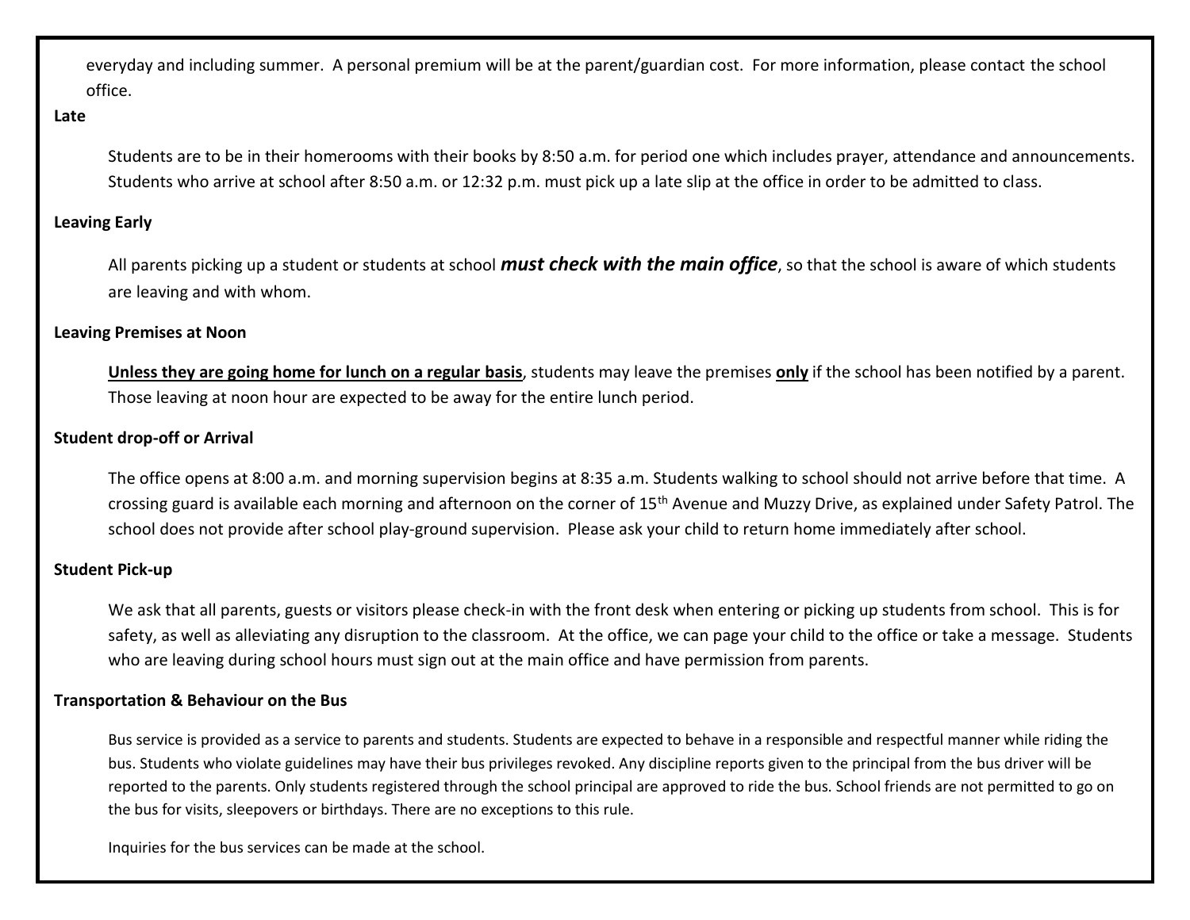everyday and including summer. A personal premium will be at the parent/guardian cost. For more information, please contact the school office.

**Late**

Students are to be in their homerooms with their books by 8:50 a.m. for period one which includes prayer, attendance and announcements. Students who arrive at school after 8:50 a.m. or 12:32 p.m. must pick up a late slip at the office in order to be admitted to class.

**Leaving Early**

All parents picking up a student or students at school ***must check with the main office***, so that the school is aware of which students are leaving and with whom.

**Leaving Premises at Noon**

**Unless they are going home for lunch on a regular basis**, students may leave the premises **only** if the school has been notified by a parent. Those leaving at noon hour are expected to be away for the entire lunch period.

**Student drop-off or Arrival**

The office opens at 8:00 a.m. and morning supervision begins at 8:35 a.m. Students walking to school should not arrive before that time. A crossing guard is available each morning and afternoon on the corner of 15th Avenue and Muzzy Drive, as explained under Safety Patrol. The school does not provide after school play-ground supervision. Please ask your child to return home immediately after school.

**Student Pick-up**

We ask that all parents, guests or visitors please check-in with the front desk when entering or picking up students from school. This is for safety, as well as alleviating any disruption to the classroom. At the office, we can page your child to the office or take a message. Students who are leaving during school hours must sign out at the main office and have permission from parents.

**Transportation & Behaviour on the Bus**

Bus service is provided as a service to parents and students. Students are expected to behave in a responsible and respectful manner while riding the bus. Students who violate guidelines may have their bus privileges revoked. Any discipline reports given to the principal from the bus driver will be reported to the parents. Only students registered through the school principal are approved to ride the bus. School friends are not permitted to go on the bus for visits, sleepovers or birthdays. There are no exceptions to this rule.

Inquiries for the bus services can be made at the school.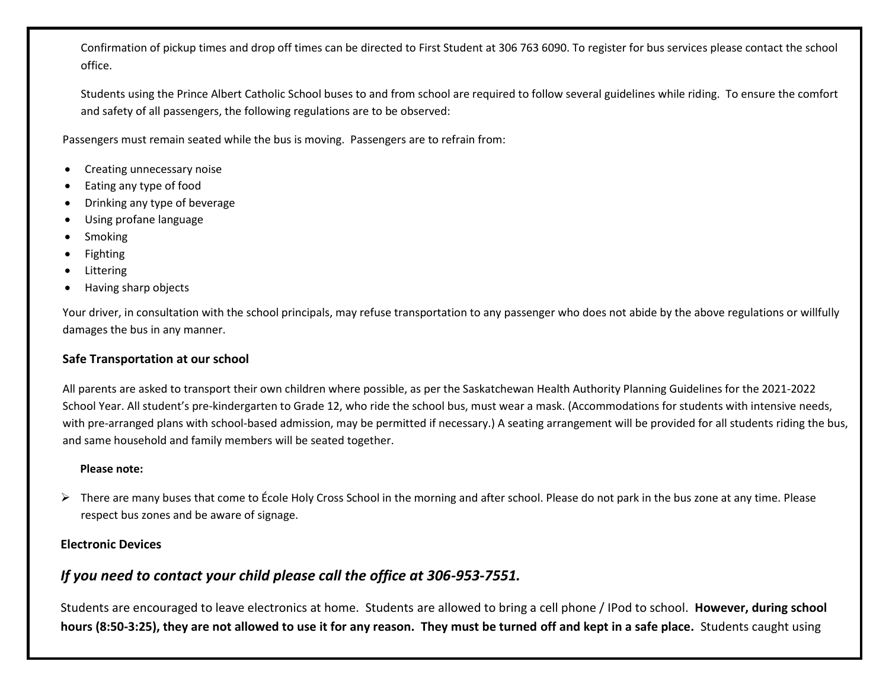Confirmation of pickup times and drop off times can be directed to First Student at 306 763 6090. To register for bus services please contact the school office.

Students using the Prince Albert Catholic School buses to and from school are required to follow several guidelines while riding. To ensure the comfort and safety of all passengers, the following regulations are to be observed:

Passengers must remain seated while the bus is moving. Passengers are to refrain from:

- Creating unnecessary noise
- Eating any type of food
- Drinking any type of beverage
- Using profane language
- Smoking
- Fighting
- Littering
- Having sharp objects

Your driver, in consultation with the school principals, may refuse transportation to any passenger who does not abide by the above regulations or willfully damages the bus in any manner.

**Safe Transportation at our school**

All parents are asked to transport their own children where possible, as per the Saskatchewan Health Authority Planning Guidelines for the 2021-2022 School Year. All student's pre-kindergarten to Grade 12, who ride the school bus, must wear a mask. (Accommodations for students with intensive needs, with pre-arranged plans with school-based admission, may be permitted if necessary.) A seating arrangement will be provided for all students riding the bus, and same household and family members will be seated together.

**Please note:**

- There are many buses that come to École Holy Cross School in the morning and after school. Please do not park in the bus zone at any time. Please respect bus zones and be aware of signage.

**Electronic Devices**

***If you need to contact your child please call the office at 306-953-7551.***

Students are encouraged to leave electronics at home. Students are allowed to bring a cell phone / IPod to school. **However, during school hours (8:50-3:25), they are not allowed to use it for any reason. They must be turned off and kept in a safe place.** Students caught using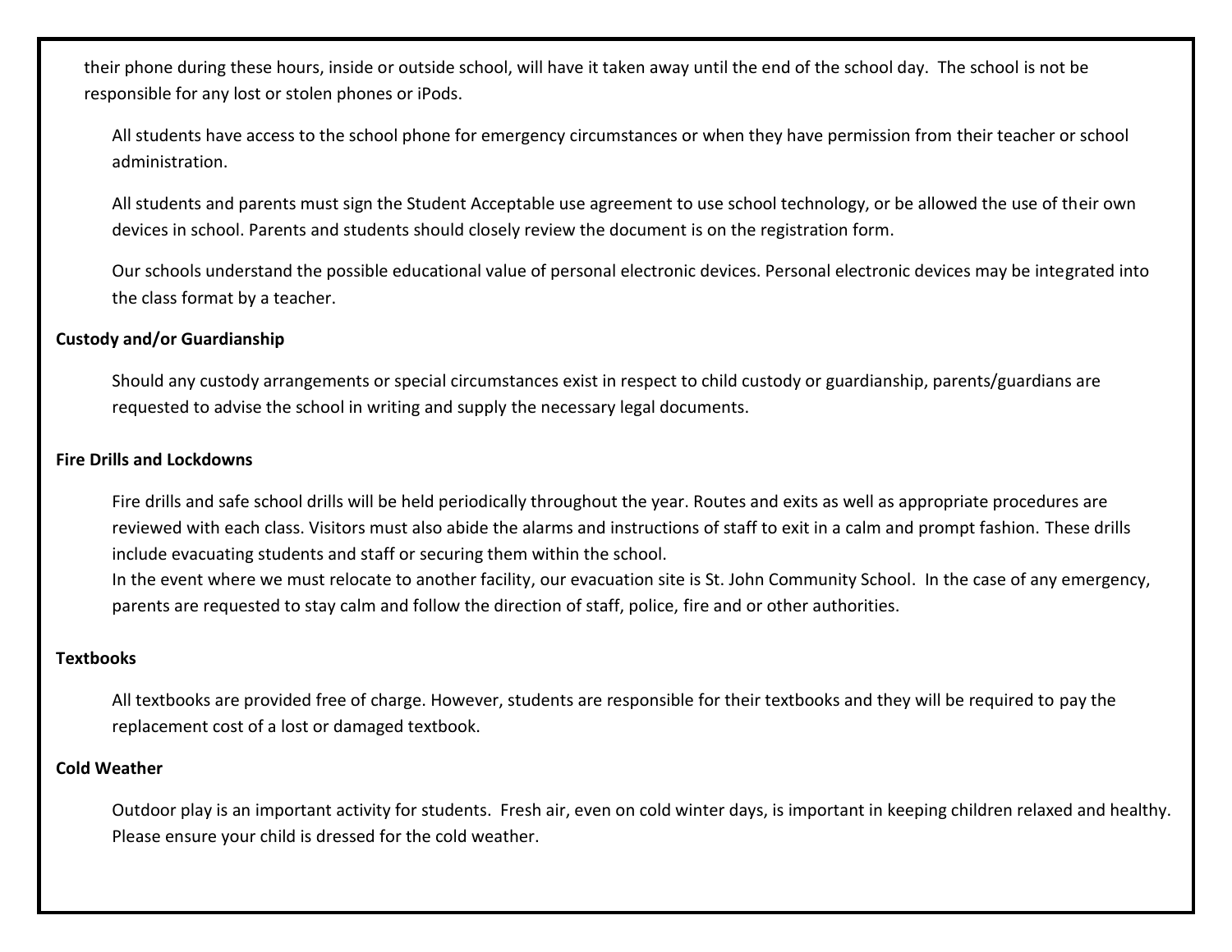their phone during these hours, inside or outside school, will have it taken away until the end of the school day. The school is not be responsible for any lost or stolen phones or iPods.

All students have access to the school phone for emergency circumstances or when they have permission from their teacher or school administration.

All students and parents must sign the Student Acceptable use agreement to use school technology, or be allowed the use of their own devices in school. Parents and students should closely review the document is on the registration form.

Our schools understand the possible educational value of personal electronic devices. Personal electronic devices may be integrated into the class format by a teacher.

**Custody and/or Guardianship**

Should any custody arrangements or special circumstances exist in respect to child custody or guardianship, parents/guardians are requested to advise the school in writing and supply the necessary legal documents.

**Fire Drills and Lockdowns**

Fire drills and safe school drills will be held periodically throughout the year. Routes and exits as well as appropriate procedures are reviewed with each class. Visitors must also abide the alarms and instructions of staff to exit in a calm and prompt fashion. These drills include evacuating students and staff or securing them within the school.
In the event where we must relocate to another facility, our evacuation site is St. John Community School. In the case of any emergency, parents are requested to stay calm and follow the direction of staff, police, fire and or other authorities.

**Textbooks**

All textbooks are provided free of charge. However, students are responsible for their textbooks and they will be required to pay the replacement cost of a lost or damaged textbook.

**Cold Weather**

Outdoor play is an important activity for students. Fresh air, even on cold winter days, is important in keeping children relaxed and healthy. Please ensure your child is dressed for the cold weather.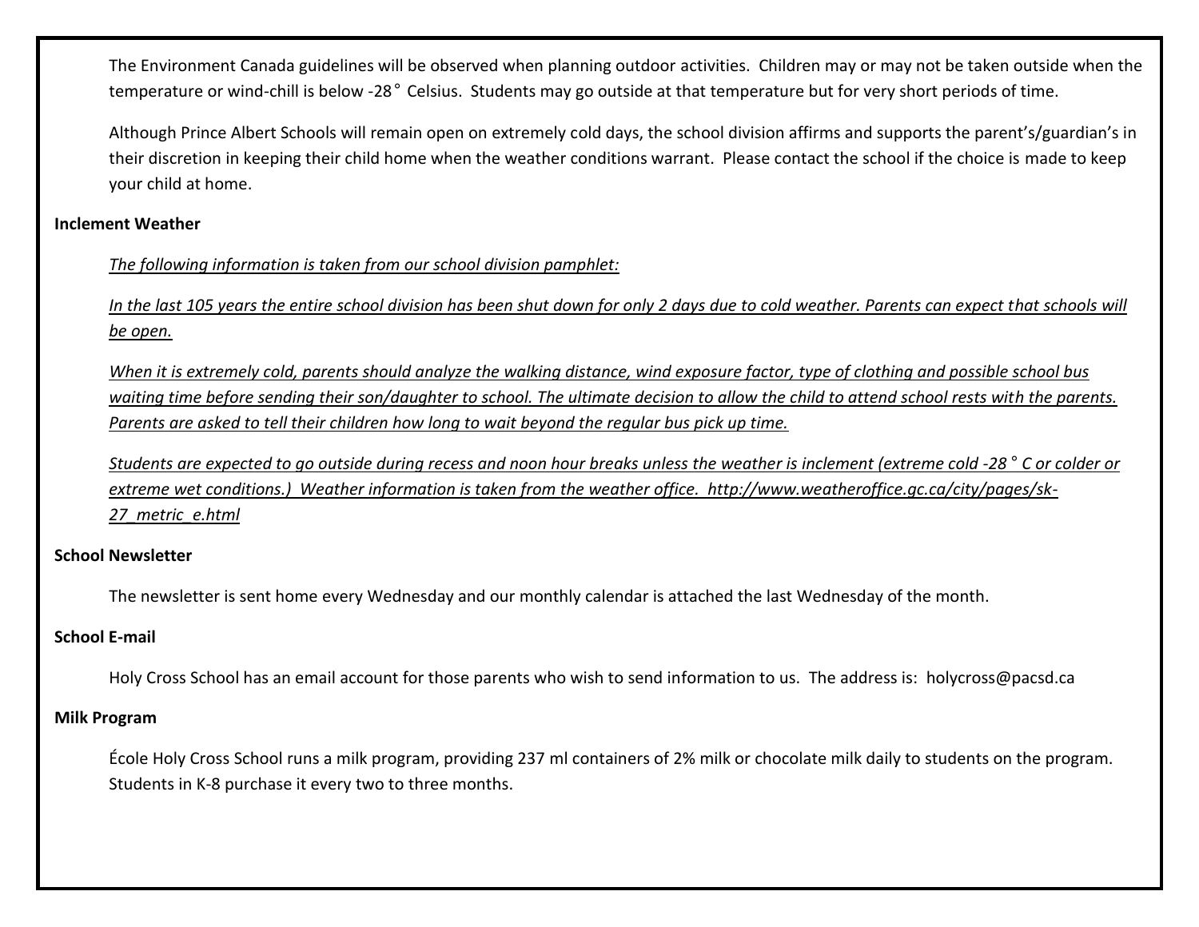The Environment Canada guidelines will be observed when planning outdoor activities. Children may or may not be taken outside when the temperature or wind-chill is below -28° Celsius. Students may go outside at that temperature but for very short periods of time.

Although Prince Albert Schools will remain open on extremely cold days, the school division affirms and supports the parent's/guardian's in their discretion in keeping their child home when the weather conditions warrant. Please contact the school if the choice is made to keep your child at home.

**Inclement Weather**

*The following information is taken from our school division pamphlet:*

*In the last 105 years the entire school division has been shut down for only 2 days due to cold weather. Parents can expect that schools will be open.*

*When it is extremely cold, parents should analyze the walking distance, wind exposure factor, type of clothing and possible school bus waiting time before sending their son/daughter to school. The ultimate decision to allow the child to attend school rests with the parents. Parents are asked to tell their children how long to wait beyond the regular bus pick up time.*

*Students are expected to go outside during recess and noon hour breaks unless the weather is inclement (extreme cold -28° C or colder or extreme wet conditions.) Weather information is taken from the weather office. http://www.weatheroffice.gc.ca/city/pages/sk-27_metric_e.html*

**School Newsletter**

The newsletter is sent home every Wednesday and our monthly calendar is attached the last Wednesday of the month.

**School E-mail**

Holy Cross School has an email account for those parents who wish to send information to us. The address is: holycross@pacsd.ca

**Milk Program**

École Holy Cross School runs a milk program, providing 237 ml containers of 2% milk or chocolate milk daily to students on the program. Students in K-8 purchase it every two to three months.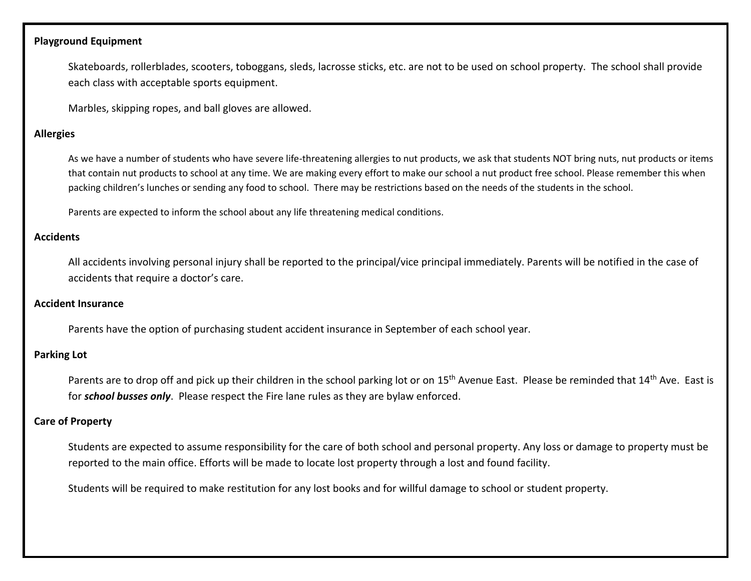**Playground Equipment**

Skateboards, rollerblades, scooters, toboggans, sleds, lacrosse sticks, etc. are not to be used on school property. The school shall provide each class with acceptable sports equipment.

Marbles, skipping ropes, and ball gloves are allowed.

**Allergies**

As we have a number of students who have severe life-threatening allergies to nut products, we ask that students NOT bring nuts, nut products or items that contain nut products to school at any time. We are making every effort to make our school a nut product free school. Please remember this when packing children's lunches or sending any food to school. There may be restrictions based on the needs of the students in the school.

Parents are expected to inform the school about any life threatening medical conditions.

**Accidents**

All accidents involving personal injury shall be reported to the principal/vice principal immediately. Parents will be notified in the case of accidents that require a doctor's care.

**Accident Insurance**

Parents have the option of purchasing student accident insurance in September of each school year.

**Parking Lot**

Parents are to drop off and pick up their children in the school parking lot or on 15th Avenue East. Please be reminded that 14th Ave. East is for ***school busses only***. Please respect the Fire lane rules as they are bylaw enforced.

**Care of Property**

Students are expected to assume responsibility for the care of both school and personal property. Any loss or damage to property must be reported to the main office. Efforts will be made to locate lost property through a lost and found facility.

Students will be required to make restitution for any lost books and for willful damage to school or student property.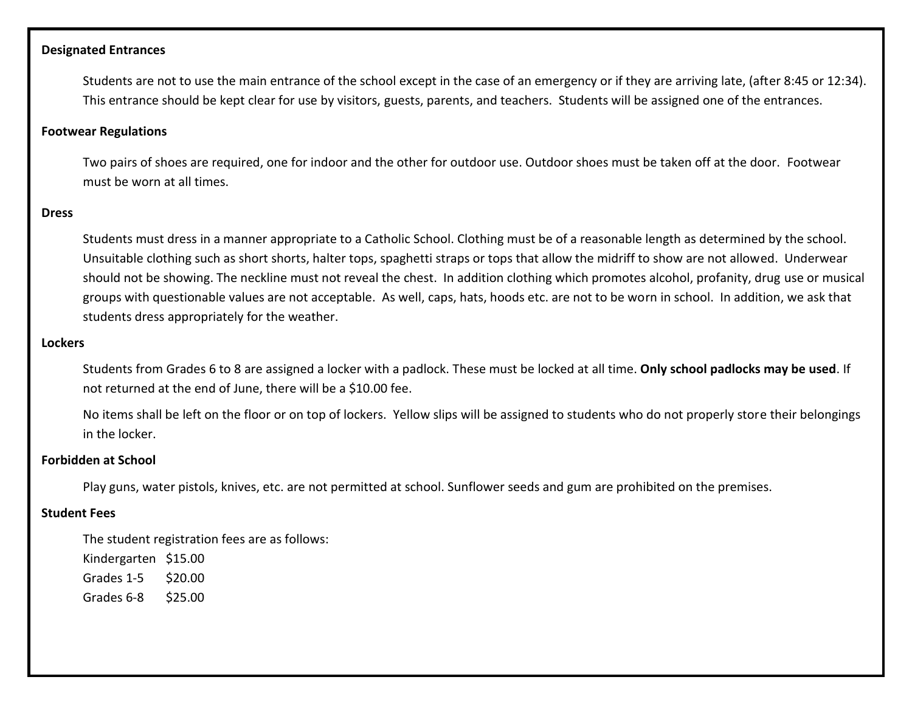**Designated Entrances**

Students are not to use the main entrance of the school except in the case of an emergency or if they are arriving late, (after 8:45 or 12:34). This entrance should be kept clear for use by visitors, guests, parents, and teachers. Students will be assigned one of the entrances.

**Footwear Regulations**

Two pairs of shoes are required, one for indoor and the other for outdoor use. Outdoor shoes must be taken off at the door. Footwear must be worn at all times.

**Dress**

Students must dress in a manner appropriate to a Catholic School. Clothing must be of a reasonable length as determined by the school. Unsuitable clothing such as short shorts, halter tops, spaghetti straps or tops that allow the midriff to show are not allowed. Underwear should not be showing. The neckline must not reveal the chest. In addition clothing which promotes alcohol, profanity, drug use or musical groups with questionable values are not acceptable. As well, caps, hats, hoods etc. are not to be worn in school. In addition, we ask that students dress appropriately for the weather.

**Lockers**

Students from Grades 6 to 8 are assigned a locker with a padlock. These must be locked at all time. **Only school padlocks may be used**. If not returned at the end of June, there will be a $10.00 fee.

No items shall be left on the floor or on top of lockers. Yellow slips will be assigned to students who do not properly store their belongings in the locker.

**Forbidden at School**

Play guns, water pistols, knives, etc. are not permitted at school. Sunflower seeds and gum are prohibited on the premises.

**Student Fees**

The student registration fees are as follows:

| | |
|---|---|
| Kindergarten | $15.00 |
| Grades 1-5 | $20.00 |
| Grades 6-8 | $25.00 |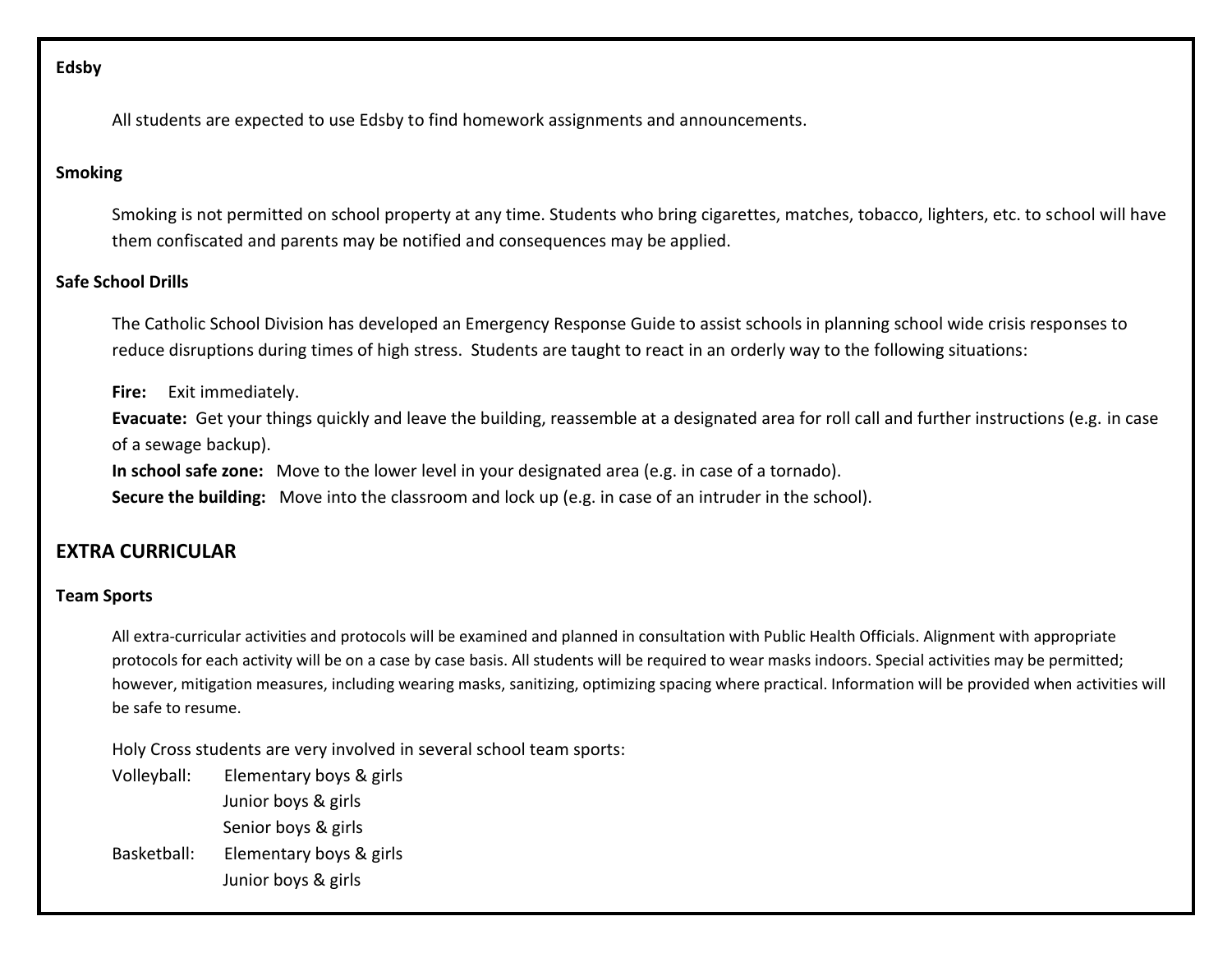**Edsby**

All students are expected to use Edsby to find homework assignments and announcements.

**Smoking**

Smoking is not permitted on school property at any time. Students who bring cigarettes, matches, tobacco, lighters, etc. to school will have them confiscated and parents may be notified and consequences may be applied.

**Safe School Drills**

The Catholic School Division has developed an Emergency Response Guide to assist schools in planning school wide crisis responses to reduce disruptions during times of high stress. Students are taught to react in an orderly way to the following situations:

**Fire:** Exit immediately.
**Evacuate:** Get your things quickly and leave the building, reassemble at a designated area for roll call and further instructions (e.g. in case of a sewage backup).
**In school safe zone:** Move to the lower level in your designated area (e.g. in case of a tornado).
**Secure the building:** Move into the classroom and lock up (e.g. in case of an intruder in the school).

## EXTRA CURRICULAR

**Team Sports**

All extra-curricular activities and protocols will be examined and planned in consultation with Public Health Officials. Alignment with appropriate protocols for each activity will be on a case by case basis. All students will be required to wear masks indoors. Special activities may be permitted; however, mitigation measures, including wearing masks, sanitizing, optimizing spacing where practical. Information will be provided when activities will be safe to resume.

Holy Cross students are very involved in several school team sports:

Volleyball: Elementary boys & girls
Junior boys & girls
Senior boys & girls

Basketball: Elementary boys & girls
Junior boys & girls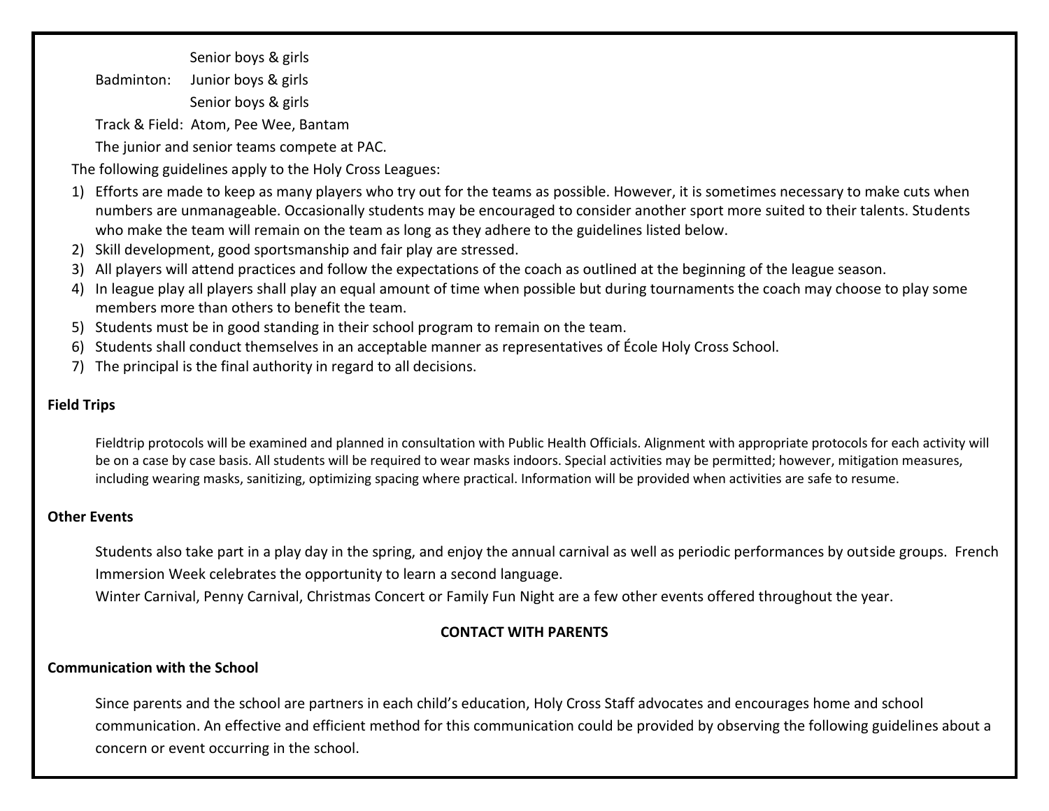Senior boys & girls

Badminton: Junior boys & girls

Senior boys & girls

Track & Field: Atom, Pee Wee, Bantam

The junior and senior teams compete at PAC.

The following guidelines apply to the Holy Cross Leagues:

1) Efforts are made to keep as many players who try out for the teams as possible. However, it is sometimes necessary to make cuts when numbers are unmanageable. Occasionally students may be encouraged to consider another sport more suited to their talents. Students who make the team will remain on the team as long as they adhere to the guidelines listed below.
2) Skill development, good sportsmanship and fair play are stressed.
3) All players will attend practices and follow the expectations of the coach as outlined at the beginning of the league season.
4) In league play all players shall play an equal amount of time when possible but during tournaments the coach may choose to play some members more than others to benefit the team.
5) Students must be in good standing in their school program to remain on the team.
6) Students shall conduct themselves in an acceptable manner as representatives of École Holy Cross School.
7) The principal is the final authority in regard to all decisions.

**Field Trips**

Fieldtrip protocols will be examined and planned in consultation with Public Health Officials. Alignment with appropriate protocols for each activity will be on a case by case basis. All students will be required to wear masks indoors. Special activities may be permitted; however, mitigation measures, including wearing masks, sanitizing, optimizing spacing where practical. Information will be provided when activities are safe to resume.

**Other Events**

Students also take part in a play day in the spring, and enjoy the annual carnival as well as periodic performances by outside groups. French Immersion Week celebrates the opportunity to learn a second language.

Winter Carnival, Penny Carnival, Christmas Concert or Family Fun Night are a few other events offered throughout the year.

## CONTACT WITH PARENTS

**Communication with the School**

Since parents and the school are partners in each child's education, Holy Cross Staff advocates and encourages home and school communication. An effective and efficient method for this communication could be provided by observing the following guidelines about a concern or event occurring in the school.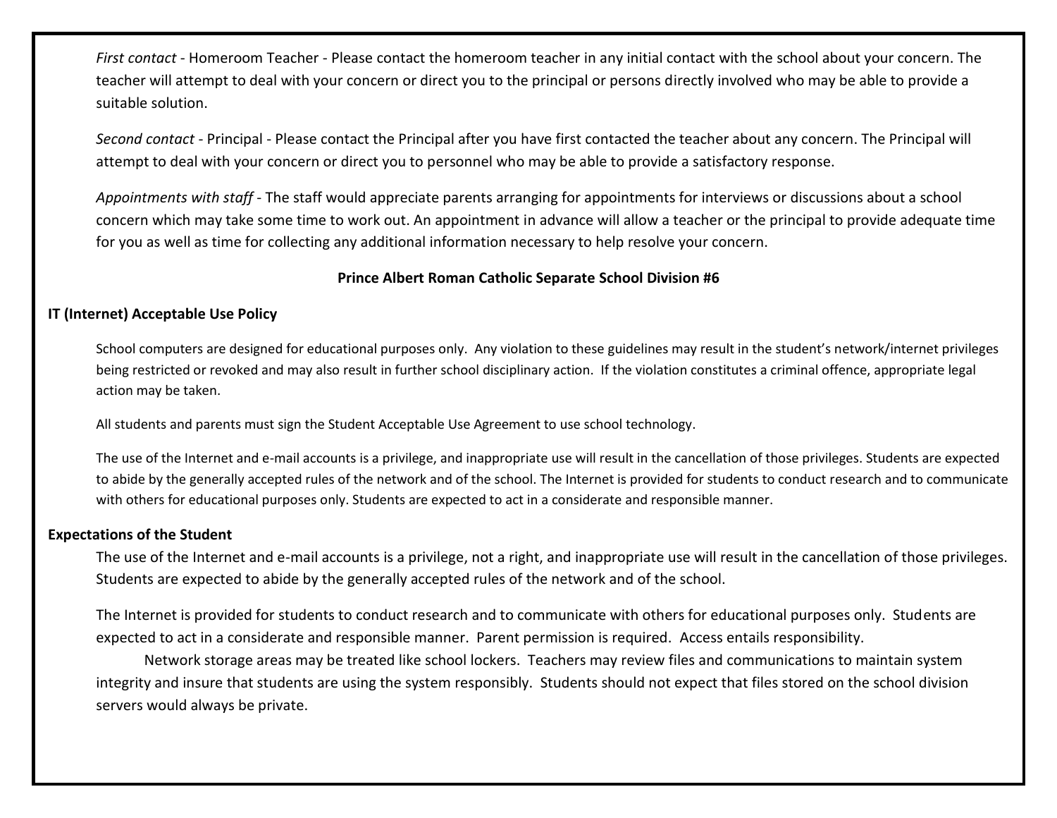*First contact* - Homeroom Teacher - Please contact the homeroom teacher in any initial contact with the school about your concern. The teacher will attempt to deal with your concern or direct you to the principal or persons directly involved who may be able to provide a suitable solution.

*Second contact* - Principal - Please contact the Principal after you have first contacted the teacher about any concern. The Principal will attempt to deal with your concern or direct you to personnel who may be able to provide a satisfactory response.

*Appointments with staff* - The staff would appreciate parents arranging for appointments for interviews or discussions about a school concern which may take some time to work out. An appointment in advance will allow a teacher or the principal to provide adequate time for you as well as time for collecting any additional information necessary to help resolve your concern.

**Prince Albert Roman Catholic Separate School Division #6**

**IT (Internet) Acceptable Use Policy**

School computers are designed for educational purposes only. Any violation to these guidelines may result in the student's network/internet privileges being restricted or revoked and may also result in further school disciplinary action. If the violation constitutes a criminal offence, appropriate legal action may be taken.

All students and parents must sign the Student Acceptable Use Agreement to use school technology.

The use of the Internet and e-mail accounts is a privilege, and inappropriate use will result in the cancellation of those privileges. Students are expected to abide by the generally accepted rules of the network and of the school. The Internet is provided for students to conduct research and to communicate with others for educational purposes only. Students are expected to act in a considerate and responsible manner.

**Expectations of the Student**

The use of the Internet and e-mail accounts is a privilege, not a right, and inappropriate use will result in the cancellation of those privileges. Students are expected to abide by the generally accepted rules of the network and of the school.

The Internet is provided for students to conduct research and to communicate with others for educational purposes only. Students are expected to act in a considerate and responsible manner. Parent permission is required. Access entails responsibility.

Network storage areas may be treated like school lockers. Teachers may review files and communications to maintain system integrity and insure that students are using the system responsibly. Students should not expect that files stored on the school division servers would always be private.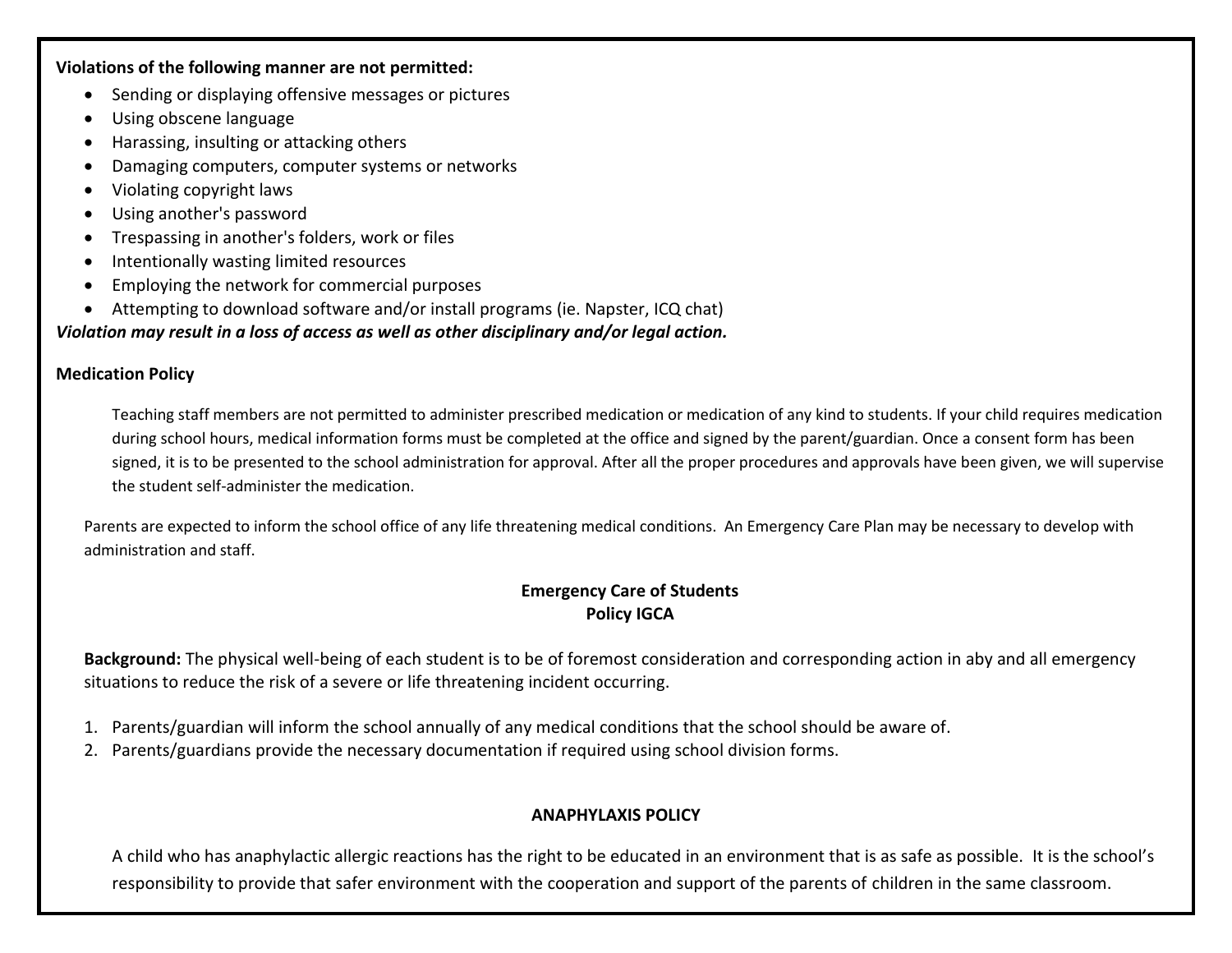**Violations of the following manner are not permitted:**

- Sending or displaying offensive messages or pictures
- Using obscene language
- Harassing, insulting or attacking others
- Damaging computers, computer systems or networks
- Violating copyright laws
- Using another's password
- Trespassing in another's folders, work or files
- Intentionally wasting limited resources
- Employing the network for commercial purposes
- Attempting to download software and/or install programs (ie. Napster, ICQ chat)

***Violation may result in a loss of access as well as other disciplinary and/or legal action.***

**Medication Policy**

Teaching staff members are not permitted to administer prescribed medication or medication of any kind to students. If your child requires medication during school hours, medical information forms must be completed at the office and signed by the parent/guardian. Once a consent form has been signed, it is to be presented to the school administration for approval. After all the proper procedures and approvals have been given, we will supervise the student self-administer the medication.

Parents are expected to inform the school office of any life threatening medical conditions. An Emergency Care Plan may be necessary to develop with administration and staff.

**Emergency Care of Students**
**Policy IGCA**

**Background:** The physical well-being of each student is to be of foremost consideration and corresponding action in aby and all emergency situations to reduce the risk of a severe or life threatening incident occurring.

1. Parents/guardian will inform the school annually of any medical conditions that the school should be aware of.
2. Parents/guardians provide the necessary documentation if required using school division forms.

**ANAPHYLAXIS POLICY**

A child who has anaphylactic allergic reactions has the right to be educated in an environment that is as safe as possible. It is the school's responsibility to provide that safer environment with the cooperation and support of the parents of children in the same classroom.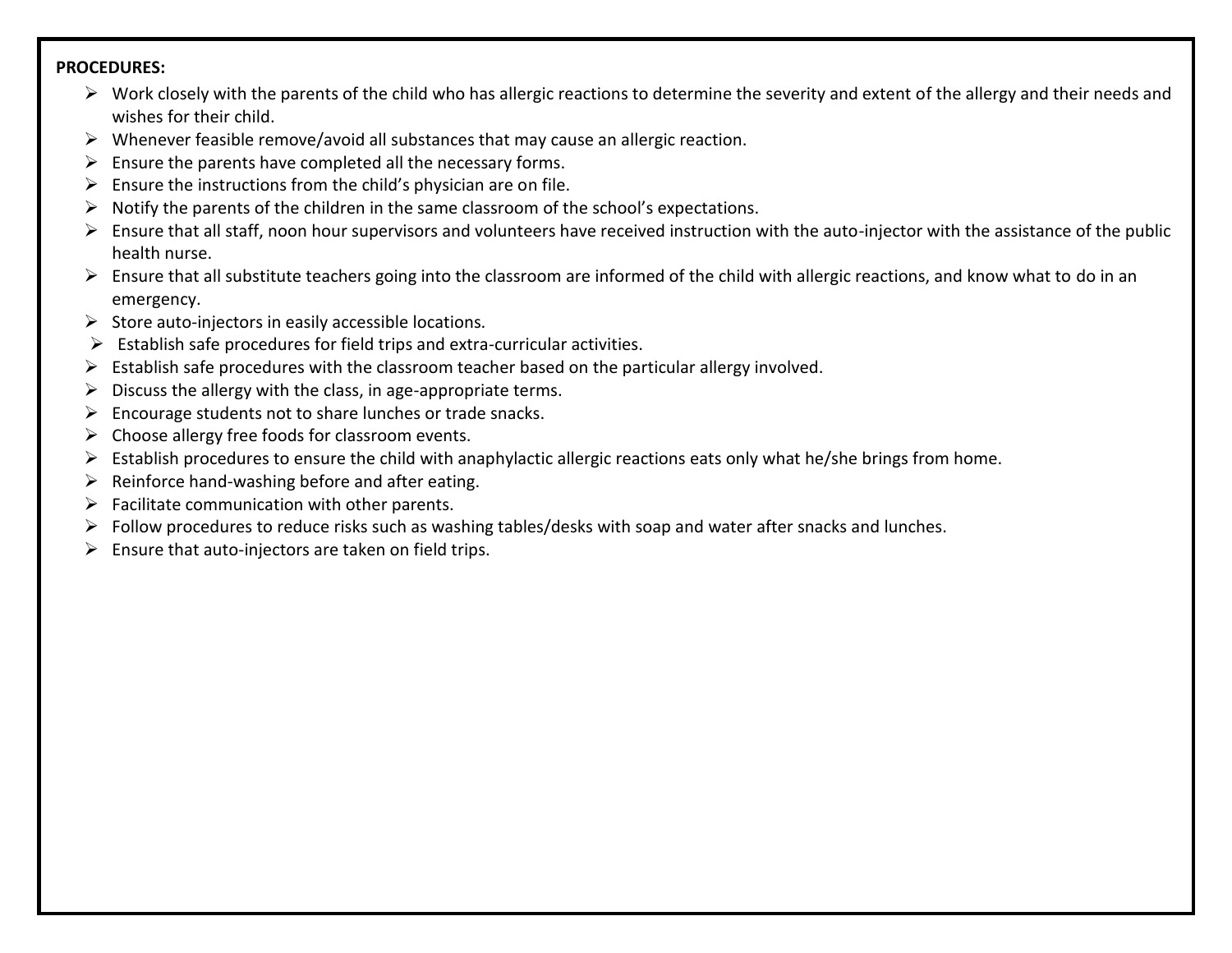**PROCEDURES:**

- Work closely with the parents of the child who has allergic reactions to determine the severity and extent of the allergy and their needs and wishes for their child.
- Whenever feasible remove/avoid all substances that may cause an allergic reaction.
- Ensure the parents have completed all the necessary forms.
- Ensure the instructions from the child's physician are on file.
- Notify the parents of the children in the same classroom of the school's expectations.
- Ensure that all staff, noon hour supervisors and volunteers have received instruction with the auto-injector with the assistance of the public health nurse.
- Ensure that all substitute teachers going into the classroom are informed of the child with allergic reactions, and know what to do in an emergency.
- Store auto-injectors in easily accessible locations.
- Establish safe procedures for field trips and extra-curricular activities.
- Establish safe procedures with the classroom teacher based on the particular allergy involved.
- Discuss the allergy with the class, in age-appropriate terms.
- Encourage students not to share lunches or trade snacks.
- Choose allergy free foods for classroom events.
- Establish procedures to ensure the child with anaphylactic allergic reactions eats only what he/she brings from home.
- Reinforce hand-washing before and after eating.
- Facilitate communication with other parents.
- Follow procedures to reduce risks such as washing tables/desks with soap and water after snacks and lunches.
- Ensure that auto-injectors are taken on field trips.